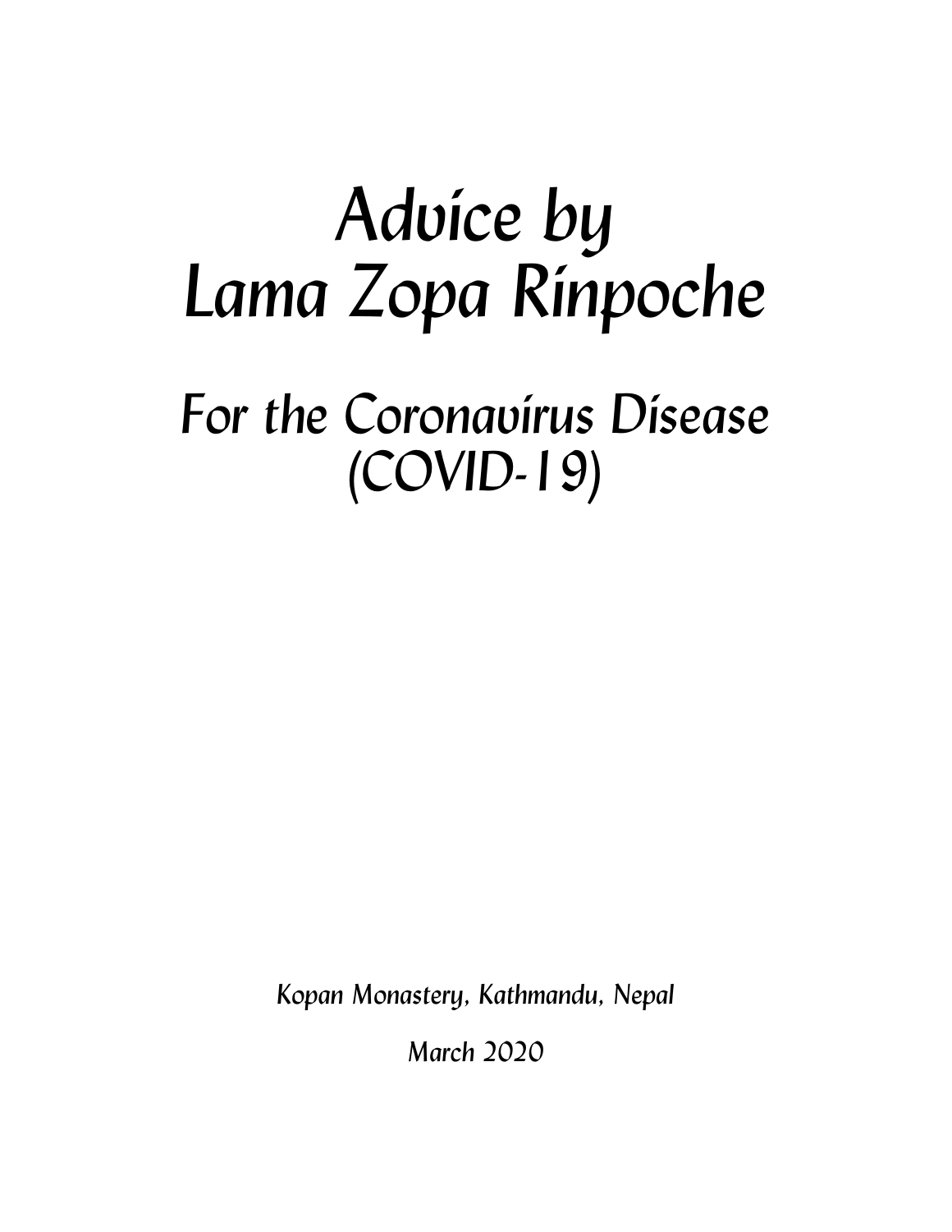# Advice by Lama Zopa Rinpoche

## For the Coronavirus Disease (COVID-19)

*Kopan Monastery, Kathmandu, Nepal*

*March 2020*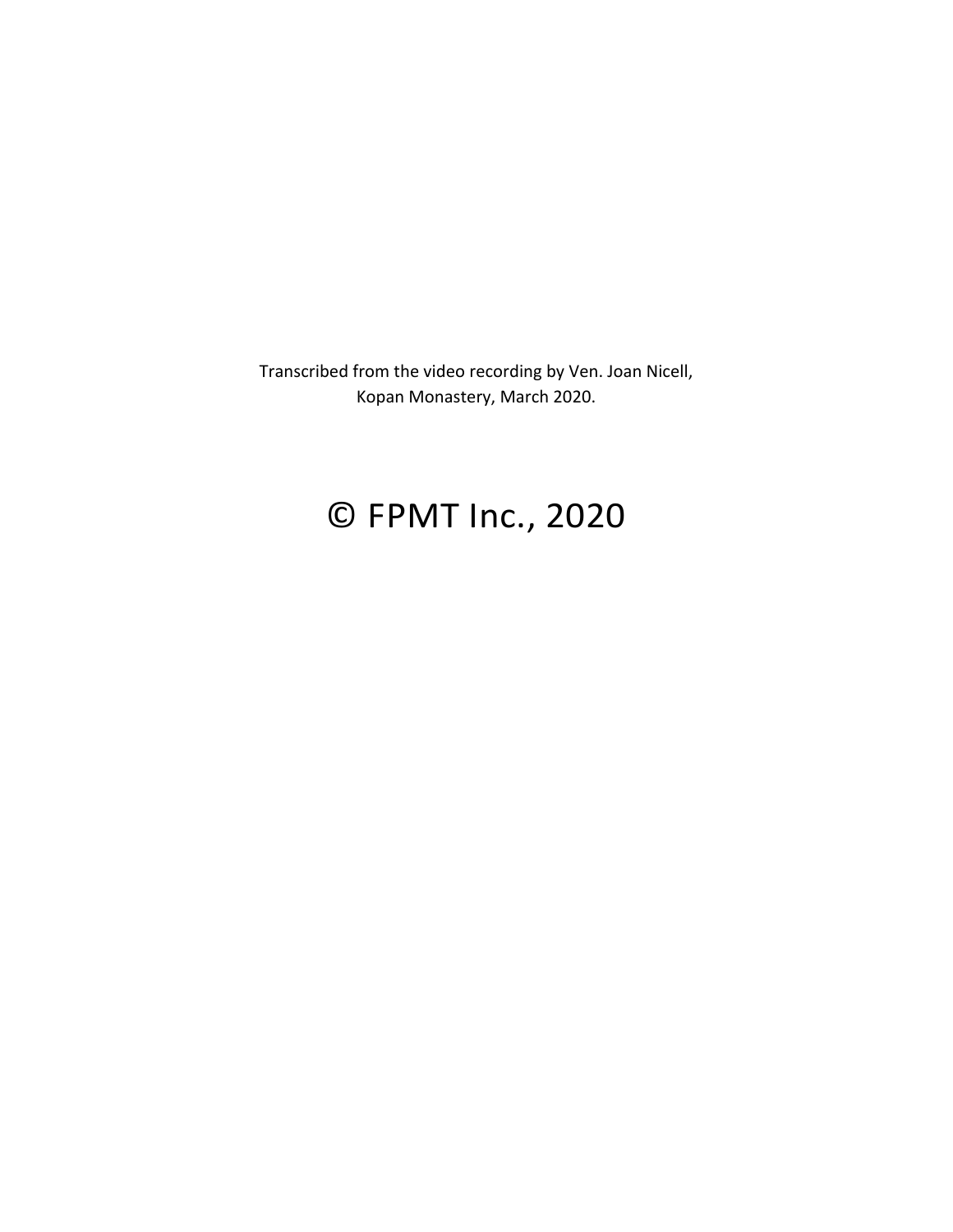Transcribed from the video recording by Ven. Joan Nicell,
Kopan Monastery, March 2020.

© FPMT Inc., 2020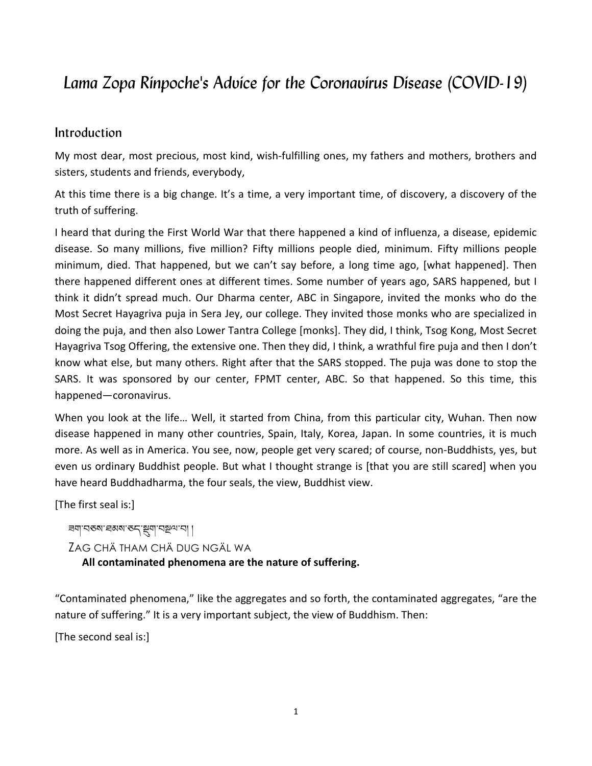# *Lama Zopa Rinpoche's Advice for the Coronavirus Disease (COVID-19)*

## Introduction

My most dear, most precious, most kind, wish-fulfilling ones, my fathers and mothers, brothers and sisters, students and friends, everybody,

At this time there is a big change. It's a time, a very important time, of discovery, a discovery of the truth of suffering.

I heard that during the First World War that there happened a kind of influenza, a disease, epidemic disease. So many millions, five million? Fifty millions people died, minimum. Fifty millions people minimum, died. That happened, but we can't say before, a long time ago, [what happened]. Then there happened different ones at different times. Some number of years ago, SARS happened, but I think it didn't spread much. Our Dharma center, ABC in Singapore, invited the monks who do the Most Secret Hayagriva puja in Sera Jey, our college. They invited those monks who are specialized in doing the puja, and then also Lower Tantra College [monks]. They did, I think, Tsog Kong, Most Secret Hayagriva Tsog Offering, the extensive one. Then they did, I think, a wrathful fire puja and then I don't know what else, but many others. Right after that the SARS stopped. The puja was done to stop the SARS. It was sponsored by our center, FPMT center, ABC. So that happened. So this time, this happened—coronavirus.

When you look at the life… Well, it started from China, from this particular city, Wuhan. Then now disease happened in many other countries, Spain, Italy, Korea, Japan. In some countries, it is much more. As well as in America. You see, now, people get very scared; of course, non-Buddhists, yes, but even us ordinary Buddhist people. But what I thought strange is [that you are still scared] when you have heard Buddhadharma, the four seals, the view, Buddhist view.

[The first seal is:]

ཟག་བཅས་ཐམས་ཅད་སྡུག་བསྔལ་བ། །

ZAG CHÄ THAM CHÄ DUG NGÄL WA

**All contaminated phenomena are the nature of suffering.**

"Contaminated phenomena," like the aggregates and so forth, the contaminated aggregates, "are the nature of suffering." It is a very important subject, the view of Buddhism. Then:

[The second seal is:]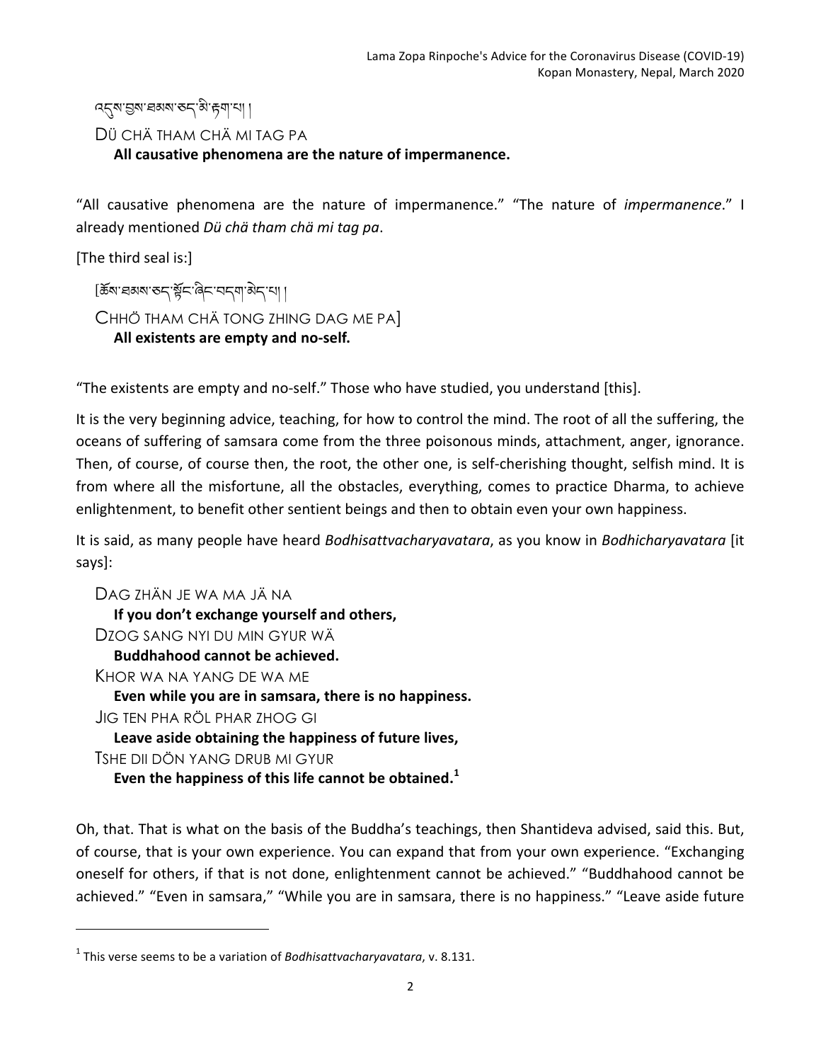འདུས་བྱས་ཐམས་ཅད་མི་རྟག་པ། །

DÜ CHÄ THAM CHÄ MI TAG PA
**All causative phenomena are the nature of impermanence.**

"All causative phenomena are the nature of impermanence." "The nature of *impermanence*." I already mentioned *Dü chä tham chä mi tag pa*.

[The third seal is:]

[ཆོས་ཐམས་ཅད་སྟོང་ཞིང་བདག་མེད་པ། །

CHHÖ THAM CHÄ TONG ZHING DAG ME PA]
**All existents are empty and no-self.**

"The existents are empty and no-self." Those who have studied, you understand [this].

It is the very beginning advice, teaching, for how to control the mind. The root of all the suffering, the oceans of suffering of samsara come from the three poisonous minds, attachment, anger, ignorance. Then, of course, of course then, the root, the other one, is self-cherishing thought, selfish mind. It is from where all the misfortune, all the obstacles, everything, comes to practice Dharma, to achieve enlightenment, to benefit other sentient beings and then to obtain even your own happiness.

It is said, as many people have heard *Bodhisattvacharyavatara*, as you know in *Bodhicharyavatara* [it says]:

DAG ZHÄN JE WA MA JÄ NA
**If you don't exchange yourself and others,**
DZOG SANG NYI DU MIN GYUR WÄ
**Buddhahood cannot be achieved.**
KHOR WA NA YANG DE WA ME
**Even while you are in samsara, there is no happiness.**
JIG TEN PHA RÖL PHAR ZHOG GI
**Leave aside obtaining the happiness of future lives,**
TSHE DII DÖN YANG DRUB MI GYUR
**Even the happiness of this life cannot be obtained.**[1]

Oh, that. That is what on the basis of the Buddha's teachings, then Shantideva advised, said this. But, of course, that is your own experience. You can expand that from your own experience. "Exchanging oneself for others, if that is not done, enlightenment cannot be achieved." "Buddhahood cannot be achieved." "Even in samsara," "While you are in samsara, there is no happiness." "Leave aside future

[1] This verse seems to be a variation of *Bodhisattvacharyavatara*, v. 8.131.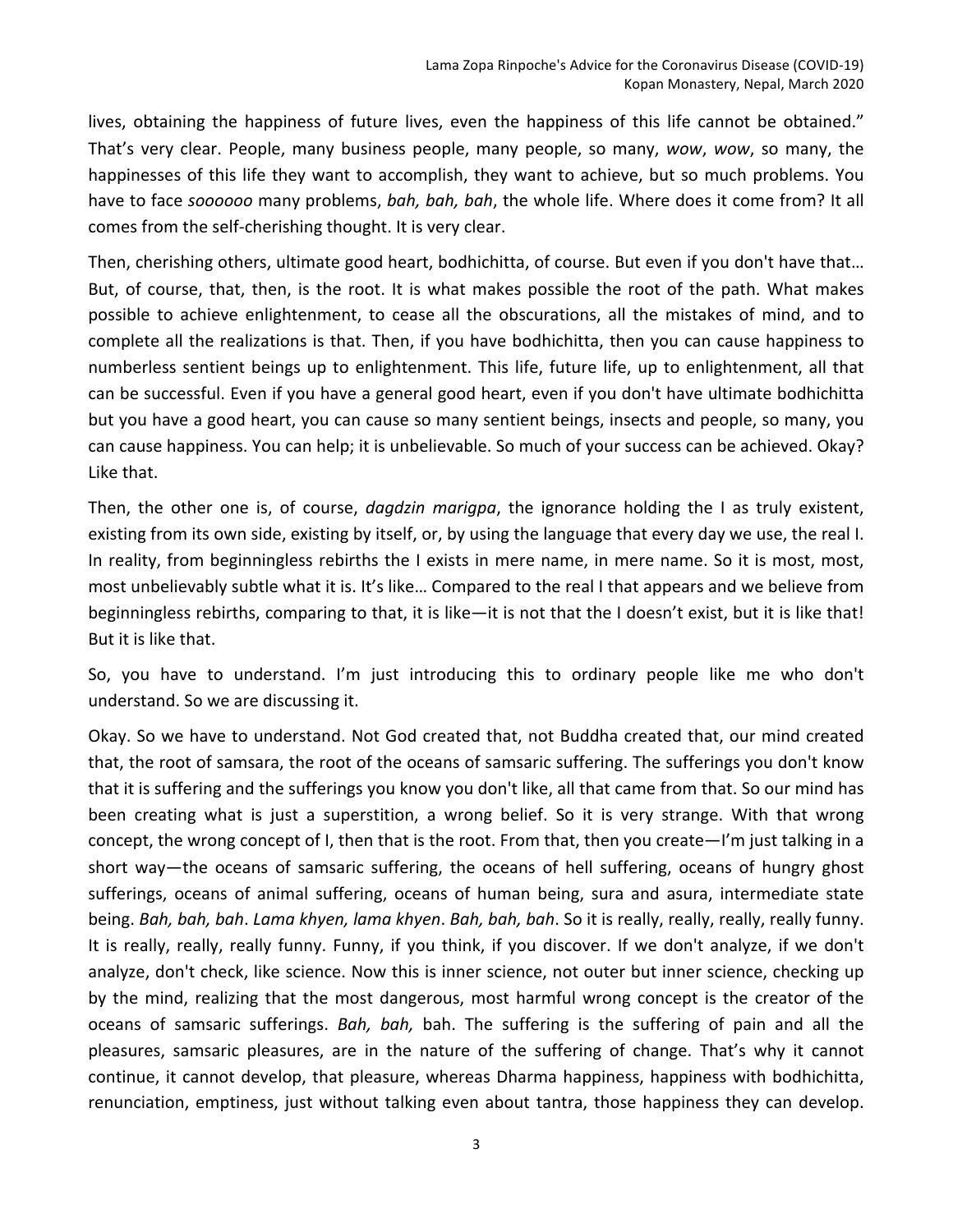lives, obtaining the happiness of future lives, even the happiness of this life cannot be obtained." That's very clear. People, many business people, many people, so many, *wow*, *wow*, so many, the happinesses of this life they want to accomplish, they want to achieve, but so much problems. You have to face *soooooo* many problems, *bah, bah, bah*, the whole life. Where does it come from? It all comes from the self-cherishing thought. It is very clear.

Then, cherishing others, ultimate good heart, bodhichitta, of course. But even if you don't have that… But, of course, that, then, is the root. It is what makes possible the root of the path. What makes possible to achieve enlightenment, to cease all the obscurations, all the mistakes of mind, and to complete all the realizations is that. Then, if you have bodhichitta, then you can cause happiness to numberless sentient beings up to enlightenment. This life, future life, up to enlightenment, all that can be successful. Even if you have a general good heart, even if you don't have ultimate bodhichitta but you have a good heart, you can cause so many sentient beings, insects and people, so many, you can cause happiness. You can help; it is unbelievable. So much of your success can be achieved. Okay? Like that.

Then, the other one is, of course, *dagdzin marigpa*, the ignorance holding the I as truly existent, existing from its own side, existing by itself, or, by using the language that every day we use, the real I. In reality, from beginningless rebirths the I exists in mere name, in mere name. So it is most, most, most unbelievably subtle what it is. It's like… Compared to the real I that appears and we believe from beginningless rebirths, comparing to that, it is like—it is not that the I doesn't exist, but it is like that! But it is like that.

So, you have to understand. I'm just introducing this to ordinary people like me who don't understand. So we are discussing it.

Okay. So we have to understand. Not God created that, not Buddha created that, our mind created that, the root of samsara, the root of the oceans of samsaric suffering. The sufferings you don't know that it is suffering and the sufferings you know you don't like, all that came from that. So our mind has been creating what is just a superstition, a wrong belief. So it is very strange. With that wrong concept, the wrong concept of I, then that is the root. From that, then you create—I'm just talking in a short way—the oceans of samsaric suffering, the oceans of hell suffering, oceans of hungry ghost sufferings, oceans of animal suffering, oceans of human being, sura and asura, intermediate state being. *Bah, bah, bah*. *Lama khyen, lama khyen*. *Bah, bah, bah*. So it is really, really, really, really funny. It is really, really, really funny. Funny, if you think, if you discover. If we don't analyze, if we don't analyze, don't check, like science. Now this is inner science, not outer but inner science, checking up by the mind, realizing that the most dangerous, most harmful wrong concept is the creator of the oceans of samsaric sufferings. *Bah, bah,* bah. The suffering is the suffering of pain and all the pleasures, samsaric pleasures, are in the nature of the suffering of change. That's why it cannot continue, it cannot develop, that pleasure, whereas Dharma happiness, happiness with bodhichitta, renunciation, emptiness, just without talking even about tantra, those happiness they can develop.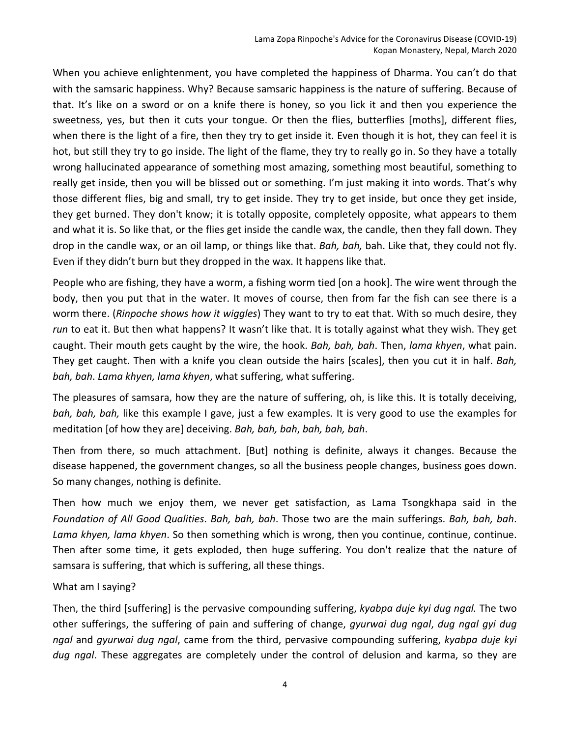When you achieve enlightenment, you have completed the happiness of Dharma. You can't do that with the samsaric happiness. Why? Because samsaric happiness is the nature of suffering. Because of that. It's like on a sword or on a knife there is honey, so you lick it and then you experience the sweetness, yes, but then it cuts your tongue. Or then the flies, butterflies [moths], different flies, when there is the light of a fire, then they try to get inside it. Even though it is hot, they can feel it is hot, but still they try to go inside. The light of the flame, they try to really go in. So they have a totally wrong hallucinated appearance of something most amazing, something most beautiful, something to really get inside, then you will be blissed out or something. I'm just making it into words. That's why those different flies, big and small, try to get inside. They try to get inside, but once they get inside, they get burned. They don't know; it is totally opposite, completely opposite, what appears to them and what it is. So like that, or the flies get inside the candle wax, the candle, then they fall down. They drop in the candle wax, or an oil lamp, or things like that. *Bah, bah,* bah. Like that, they could not fly. Even if they didn't burn but they dropped in the wax. It happens like that.

People who are fishing, they have a worm, a fishing worm tied [on a hook]. The wire went through the body, then you put that in the water. It moves of course, then from far the fish can see there is a worm there. (*Rinpoche shows how it wiggles*) They want to try to eat that. With so much desire, they *run* to eat it. But then what happens? It wasn't like that. It is totally against what they wish. They get caught. Their mouth gets caught by the wire, the hook. *Bah, bah, bah*. Then, *lama khyen*, what pain. They get caught. Then with a knife you clean outside the hairs [scales], then you cut it in half. *Bah, bah, bah*. *Lama khyen, lama khyen*, what suffering, what suffering.

The pleasures of samsara, how they are the nature of suffering, oh, is like this. It is totally deceiving, *bah, bah, bah,* like this example I gave, just a few examples. It is very good to use the examples for meditation [of how they are] deceiving. *Bah, bah, bah*, *bah, bah, bah*.

Then from there, so much attachment. [But] nothing is definite, always it changes. Because the disease happened, the government changes, so all the business people changes, business goes down. So many changes, nothing is definite.

Then how much we enjoy them, we never get satisfaction, as Lama Tsongkhapa said in the *Foundation of All Good Qualities*. *Bah, bah, bah*. Those two are the main sufferings. *Bah, bah, bah*. *Lama khyen, lama khyen*. So then something which is wrong, then you continue, continue, continue. Then after some time, it gets exploded, then huge suffering. You don't realize that the nature of samsara is suffering, that which is suffering, all these things.

What am I saying?

Then, the third [suffering] is the pervasive compounding suffering, *kyabpa duje kyi dug ngal.* The two other sufferings, the suffering of pain and suffering of change, *gyurwai dug ngal*, *dug ngal gyi dug ngal* and *gyurwai dug ngal*, came from the third, pervasive compounding suffering, *kyabpa duje kyi dug ngal*. These aggregates are completely under the control of delusion and karma, so they are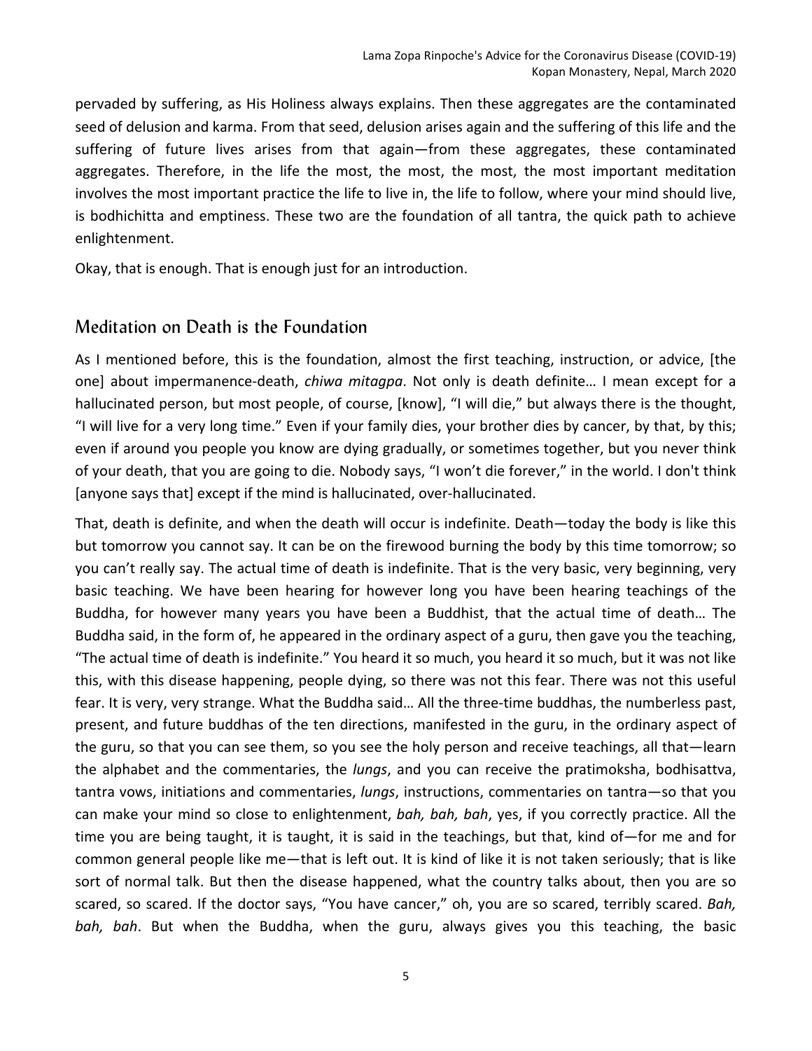pervaded by suffering, as His Holiness always explains. Then these aggregates are the contaminated seed of delusion and karma. From that seed, delusion arises again and the suffering of this life and the suffering of future lives arises from that again—from these aggregates, these contaminated aggregates. Therefore, in the life the most, the most, the most, the most important meditation involves the most important practice the life to live in, the life to follow, where your mind should live, is bodhichitta and emptiness. These two are the foundation of all tantra, the quick path to achieve enlightenment.

Okay, that is enough. That is enough just for an introduction.

## Meditation on Death is the Foundation

As I mentioned before, this is the foundation, almost the first teaching, instruction, or advice, [the one] about impermanence-death, *chiwa mitagpa*. Not only is death definite… I mean except for a hallucinated person, but most people, of course, [know], "I will die," but always there is the thought, "I will live for a very long time." Even if your family dies, your brother dies by cancer, by that, by this; even if around you people you know are dying gradually, or sometimes together, but you never think of your death, that you are going to die. Nobody says, "I won't die forever," in the world. I don't think [anyone says that] except if the mind is hallucinated, over-hallucinated.

That, death is definite, and when the death will occur is indefinite. Death—today the body is like this but tomorrow you cannot say. It can be on the firewood burning the body by this time tomorrow; so you can't really say. The actual time of death is indefinite. That is the very basic, very beginning, very basic teaching. We have been hearing for however long you have been hearing teachings of the Buddha, for however many years you have been a Buddhist, that the actual time of death… The Buddha said, in the form of, he appeared in the ordinary aspect of a guru, then gave you the teaching, "The actual time of death is indefinite." You heard it so much, you heard it so much, but it was not like this, with this disease happening, people dying, so there was not this fear. There was not this useful fear. It is very, very strange. What the Buddha said… All the three-time buddhas, the numberless past, present, and future buddhas of the ten directions, manifested in the guru, in the ordinary aspect of the guru, so that you can see them, so you see the holy person and receive teachings, all that—learn the alphabet and the commentaries, the *lungs*, and you can receive the pratimoksha, bodhisattva, tantra vows, initiations and commentaries, *lungs*, instructions, commentaries on tantra—so that you can make your mind so close to enlightenment, *bah, bah, bah*, yes, if you correctly practice. All the time you are being taught, it is taught, it is said in the teachings, but that, kind of—for me and for common general people like me—that is left out. It is kind of like it is not taken seriously; that is like sort of normal talk. But then the disease happened, what the country talks about, then you are so scared, so scared. If the doctor says, "You have cancer," oh, you are so scared, terribly scared. *Bah, bah, bah*. But when the Buddha, when the guru, always gives you this teaching, the basic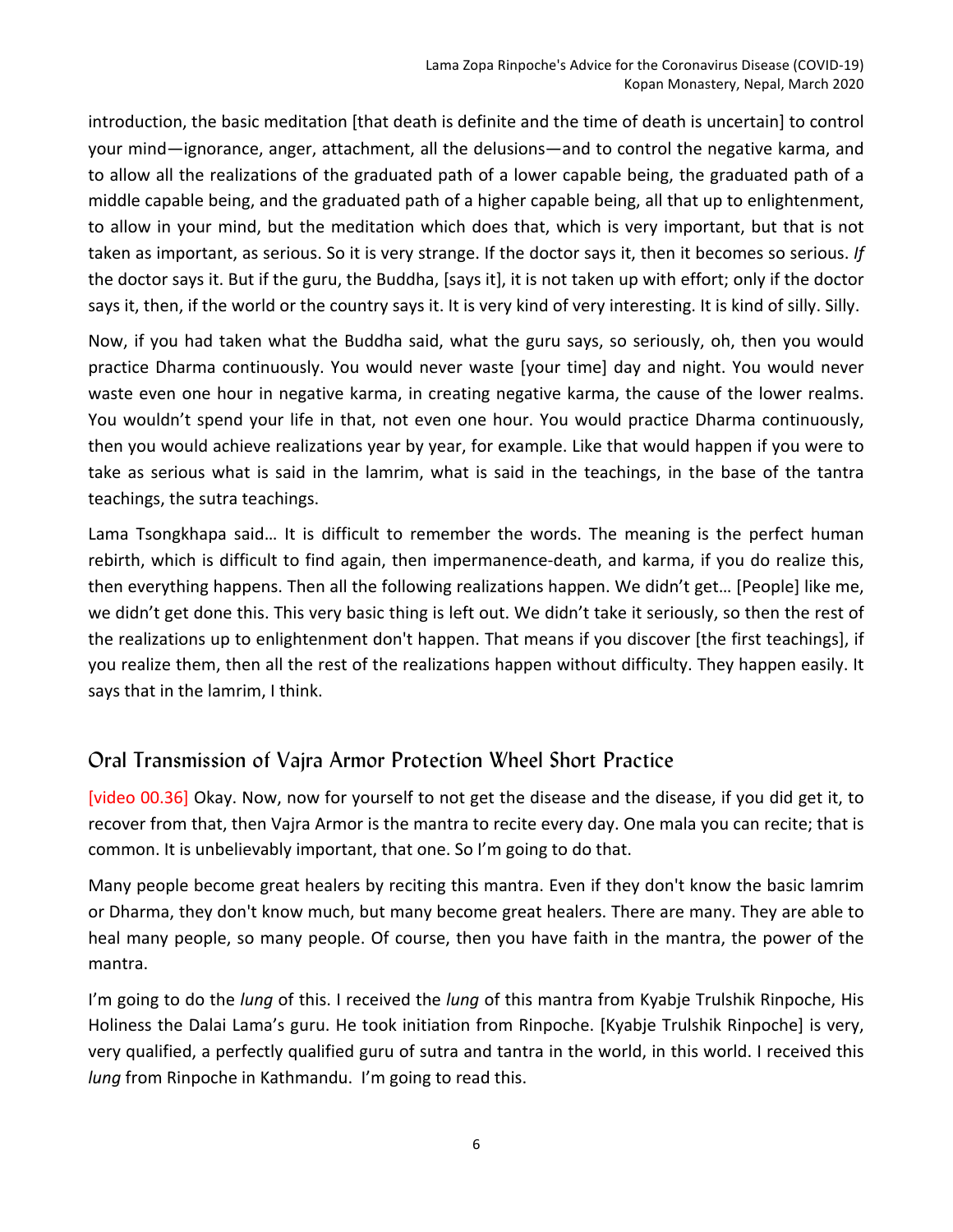introduction, the basic meditation [that death is definite and the time of death is uncertain] to control your mind—ignorance, anger, attachment, all the delusions—and to control the negative karma, and to allow all the realizations of the graduated path of a lower capable being, the graduated path of a middle capable being, and the graduated path of a higher capable being, all that up to enlightenment, to allow in your mind, but the meditation which does that, which is very important, but that is not taken as important, as serious. So it is very strange. If the doctor says it, then it becomes so serious. *If* the doctor says it. But if the guru, the Buddha, [says it], it is not taken up with effort; only if the doctor says it, then, if the world or the country says it. It is very kind of very interesting. It is kind of silly. Silly.

Now, if you had taken what the Buddha said, what the guru says, so seriously, oh, then you would practice Dharma continuously. You would never waste [your time] day and night. You would never waste even one hour in negative karma, in creating negative karma, the cause of the lower realms. You wouldn't spend your life in that, not even one hour. You would practice Dharma continuously, then you would achieve realizations year by year, for example. Like that would happen if you were to take as serious what is said in the lamrim, what is said in the teachings, in the base of the tantra teachings, the sutra teachings.

Lama Tsongkhapa said… It is difficult to remember the words. The meaning is the perfect human rebirth, which is difficult to find again, then impermanence-death, and karma, if you do realize this, then everything happens. Then all the following realizations happen. We didn't get… [People] like me, we didn't get done this. This very basic thing is left out. We didn't take it seriously, so then the rest of the realizations up to enlightenment don't happen. That means if you discover [the first teachings], if you realize them, then all the rest of the realizations happen without difficulty. They happen easily. It says that in the lamrim, I think.

## Oral Transmission of Vajra Armor Protection Wheel Short Practice

[video 00.36] Okay. Now, now for yourself to not get the disease and the disease, if you did get it, to recover from that, then Vajra Armor is the mantra to recite every day. One mala you can recite; that is common. It is unbelievably important, that one. So I'm going to do that.

Many people become great healers by reciting this mantra. Even if they don't know the basic lamrim or Dharma, they don't know much, but many become great healers. There are many. They are able to heal many people, so many people. Of course, then you have faith in the mantra, the power of the mantra.

I'm going to do the *lung* of this. I received the *lung* of this mantra from Kyabje Trulshik Rinpoche, His Holiness the Dalai Lama's guru. He took initiation from Rinpoche. [Kyabje Trulshik Rinpoche] is very, very qualified, a perfectly qualified guru of sutra and tantra in the world, in this world. I received this *lung* from Rinpoche in Kathmandu. I'm going to read this.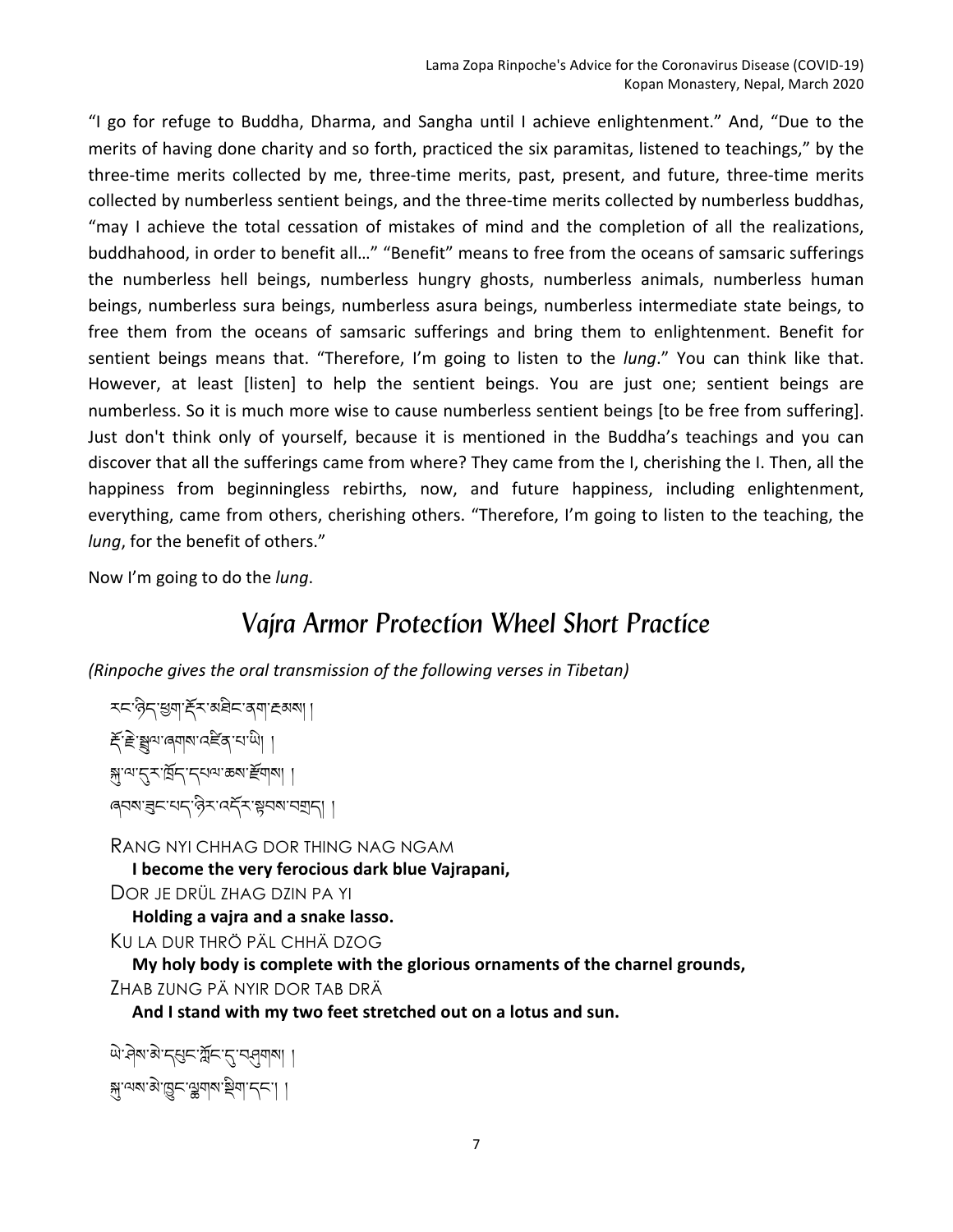"I go for refuge to Buddha, Dharma, and Sangha until I achieve enlightenment." And, "Due to the merits of having done charity and so forth, practiced the six paramitas, listened to teachings," by the three-time merits collected by me, three-time merits, past, present, and future, three-time merits collected by numberless sentient beings, and the three-time merits collected by numberless buddhas, "may I achieve the total cessation of mistakes of mind and the completion of all the realizations, buddhahood, in order to benefit all…" "Benefit" means to free from the oceans of samsaric sufferings the numberless hell beings, numberless hungry ghosts, numberless animals, numberless human beings, numberless sura beings, numberless asura beings, numberless intermediate state beings, to free them from the oceans of samsaric sufferings and bring them to enlightenment. Benefit for sentient beings means that. "Therefore, I'm going to listen to the *lung*." You can think like that. However, at least [listen] to help the sentient beings. You are just one; sentient beings are numberless. So it is much more wise to cause numberless sentient beings [to be free from suffering]. Just don't think only of yourself, because it is mentioned in the Buddha's teachings and you can discover that all the sufferings came from where? They came from the I, cherishing the I. Then, all the happiness from beginningless rebirths, now, and future happiness, including enlightenment, everything, came from others, cherishing others. "Therefore, I'm going to listen to the teaching, the *lung*, for the benefit of others."

Now I'm going to do the *lung*.

## *Vajra Armor Protection Wheel Short Practice*

*(Rinpoche gives the oral transmission of the following verses in Tibetan)*

རང་ཉིད་ཕྱག་རྡོར་མཐིང་ནག་ངམས། །
རྡོ་རྗེ་སྦྲུལ་ཞགས་འཛིན་པ་ཡི། །
སྐུ་ལ་དུར་ཁྲོད་དཔལ་ཆས་རྫོགས། །
ཞབས་ཟུང་པད་ཉིར་འདོར་སྟབས་བགྲད། །

RANG NYI CHHAG DOR THING NAG NGAM
**I become the very ferocious dark blue Vajrapani,**
DOR JE DRÜL ZHAG DZIN PA YI
**Holding a vajra and a snake lasso.**
KU LA DUR THRÖ PÄL CHHÄ DZOG
**My holy body is complete with the glorious ornaments of the charnel grounds,**
ZHAB ZUNG PÄ NYIR DOR TAB DRÄ
**And I stand with my two feet stretched out on a lotus and sun.**

ཡེ་ཤེས་མེ་དཔུང་ཀློང་དུ་བཞུགས། །
སྐུ་ལས་མེ་ཁྱུང་ལྷགས་ཐིག་དང་། །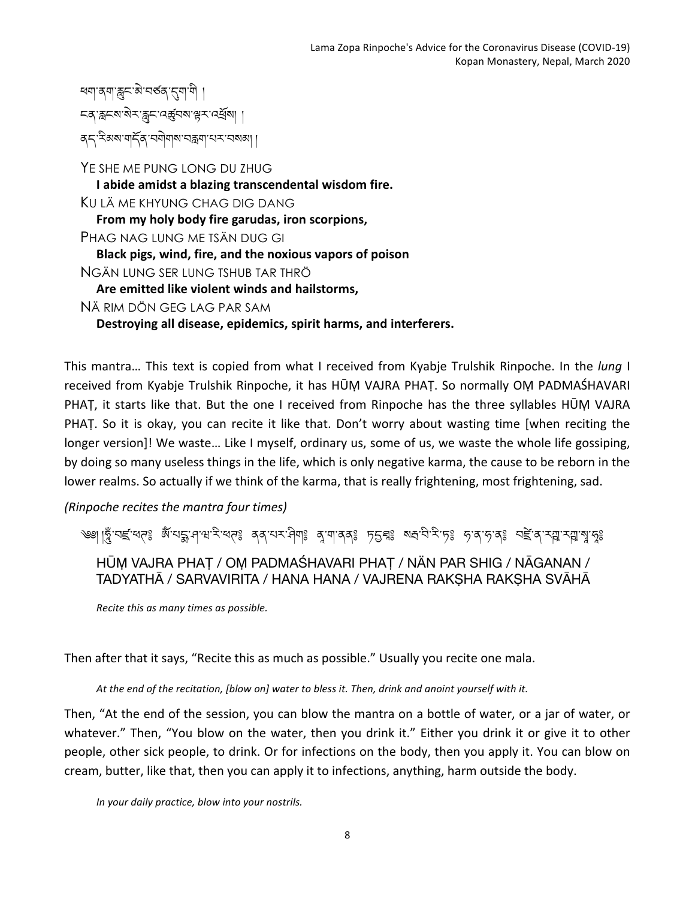ཕག་ནག་རླུང་མེ་བཙན་དུག་གི །
ངན་རླངས་སེར་རླུང་འཚུབས་ལྟར་འཕྲོས། །
ནད་རིམས་གདོན་བགེགས་བརླག་པར་བསམ། །

YE SHE ME PUNG LONG DU ZHUG
**I abide amidst a blazing transcendental wisdom fire.**

KU LÄ ME KHYUNG CHAG DIG DANG
**From my holy body fire garudas, iron scorpions,**

PHAG NAG LUNG ME TSÄN DUG GI
**Black pigs, wind, fire, and the noxious vapors of poison**

NGÄN LUNG SER LUNG TSHUB TAR THRÖ
**Are emitted like violent winds and hailstorms,**

NÄ RIM DÖN GEG LAG PAR SAM
**Destroying all disease, epidemics, spirit harms, and interferers.**

This mantra… This text is copied from what I received from Kyabje Trulshik Rinpoche. In the *lung* I received from Kyabje Trulshik Rinpoche, it has HŪṂ VAJRA PHAṬ. So normally OṂ PADMAŚHAVARI PHAṬ, it starts like that. But the one I received from Rinpoche has the three syllables HŪṂ VAJRA PHAṬ. So it is okay, you can recite it like that. Don't worry about wasting time [when reciting the longer version]! We waste… Like I myself, ordinary us, some of us, we waste the whole life gossiping, by doing so many useless things in the life, which is only negative karma, the cause to be reborn in the lower realms. So actually if we think of the karma, that is really frightening, most frightening, sad.

*(Rinpoche recites the mantra four times)*

༄། །ཧཱུྃ་བཛྲ་ཕཊ༔ ཨོཾ་པདྨ་ཤ་བ་རི་ཕཊ༔ ནན་པར་ཤིག༔ ནཱ་ག་ནཱན༔ ཏདྱཐཱ༔ སརྦ་བི་རི་ཏ༔ ཧ་ན་ཧ་ན༔ བཛྲེ་ན་རཀྵ་རཀྵ་སྭཱ་ཧཱ༔

HŪṂ VAJRA PHAṬ / OṂ PADMAŚHAVARI PHAṬ / NÄN PAR SHIG / NĀGANAN / TADYATHĀ / SARVAVIRITA / HANA HANA / VAJRENA RAKṢHA RAKṢHA SVĀHĀ

*Recite this as many times as possible.*

Then after that it says, "Recite this as much as possible." Usually you recite one mala.

*At the end of the recitation, [blow on] water to bless it. Then, drink and anoint yourself with it.*

Then, "At the end of the session, you can blow the mantra on a bottle of water, or a jar of water, or whatever." Then, "You blow on the water, then you drink it." Either you drink it or give it to other people, other sick people, to drink. Or for infections on the body, then you apply it. You can blow on cream, butter, like that, then you can apply it to infections, anything, harm outside the body.

*In your daily practice, blow into your nostrils.*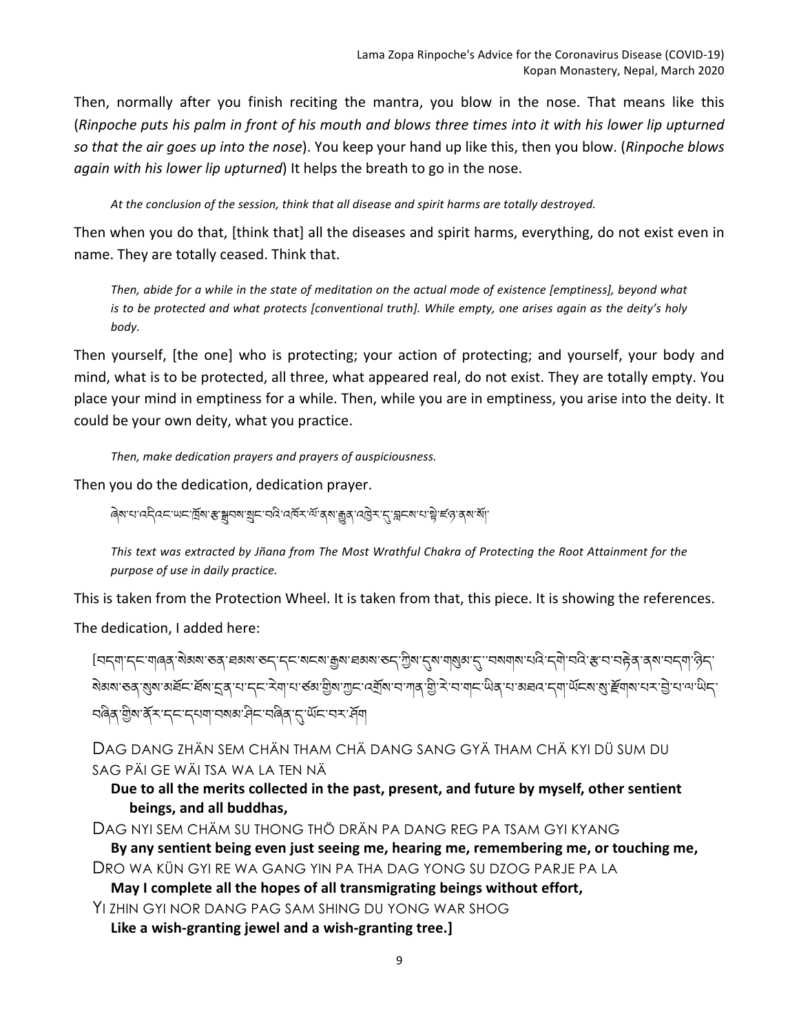Then, normally after you finish reciting the mantra, you blow in the nose. That means like this (*Rinpoche puts his palm in front of his mouth and blows three times into it with his lower lip upturned so that the air goes up into the nose*). You keep your hand up like this, then you blow. (*Rinpoche blows again with his lower lip upturned*) It helps the breath to go in the nose.

> *At the conclusion of the session, think that all disease and spirit harms are totally destroyed.*

Then when you do that, [think that] all the diseases and spirit harms, everything, do not exist even in name. They are totally ceased. Think that.

> *Then, abide for a while in the state of meditation on the actual mode of existence [emptiness], beyond what is to be protected and what protects [conventional truth]. While empty, one arises again as the deity's holy body.*

Then yourself, [the one] who is protecting; your action of protecting; and yourself, your body and mind, what is to be protected, all three, what appeared real, do not exist. They are totally empty. You place your mind in emptiness for a while. Then, while you are in emptiness, you arise into the deity. It could be your own deity, what you practice.

> *Then, make dedication prayers and prayers of auspiciousness.*

Then you do the dedication, dedication prayer.

> ཞེས་པ་འདི་འང་ཡང་གྲོས་རྩ་སྲུང་བའི་འཁོར་ལོ་ནས་ཀྱུན་འབྱེར་དུ་བླངས་པ་ཛྙཱ་ན་ནས་སོ།

> *This text was extracted by Jñana from The Most Wrathful Chakra of Protecting the Root Attainment for the purpose of use in daily practice.*

This is taken from the Protection Wheel. It is taken from that, this piece. It is showing the references.

The dedication, I added here:

[བདག་དང་གཞན་སེམས་ཅན་ཐམས་ཅད་དང་སངས་རྒྱས་ཐམས་ཅད་ཀྱིས་དུས་གསུམ་དུ་བསགས་པའི་དགེ་བའི་རྩ་བ་ལ་བརྟེན་ནས་བདག་ཉིད་སེམས་ཅན་སུས་མཐོང་ཐོས་དྲན་པ་དང་རེག་པ་ཙམ་གྱིས་ཀྱང་འགྲོ་བ་ཀུན་གྱི་རེ་བ་གང་ཡིན་པ་མཐའ་དག་ཡོངས་སུ་རྫོགས་པར་བྱེ་པ་ལ་ཡིད་བཞིན་གྱིས་ནོར་དང་དཔག་བསམ་ཤིང་བཞིན་དུ་ཡོང་བར་ཤོག

DAG DANG ZHÄN SEM CHÄN THAM CHÄ DANG SANG GYÄ THAM CHÄ KYI DÜ SUM DU SAG PÄI GE WÄI TSA WA LA TEN NÄ
**Due to all the merits collected in the past, present, and future by myself, other sentient beings, and all buddhas,**

DAG NYI SEM CHÄM SU THONG THÖ DRÄN PA DANG REG PA TSAM GYI KYANG
**By any sentient being even just seeing me, hearing me, remembering me, or touching me,**

DRO WA KÜN GYI RE WA GANG YIN PA THA DAG YONG SU DZOG PARJE PA LA
**May I complete all the hopes of all transmigrating beings without effort,**

YI ZHIN GYI NOR DANG PAG SAM SHING DU YONG WAR SHOG
**Like a wish-granting jewel and a wish-granting tree.]**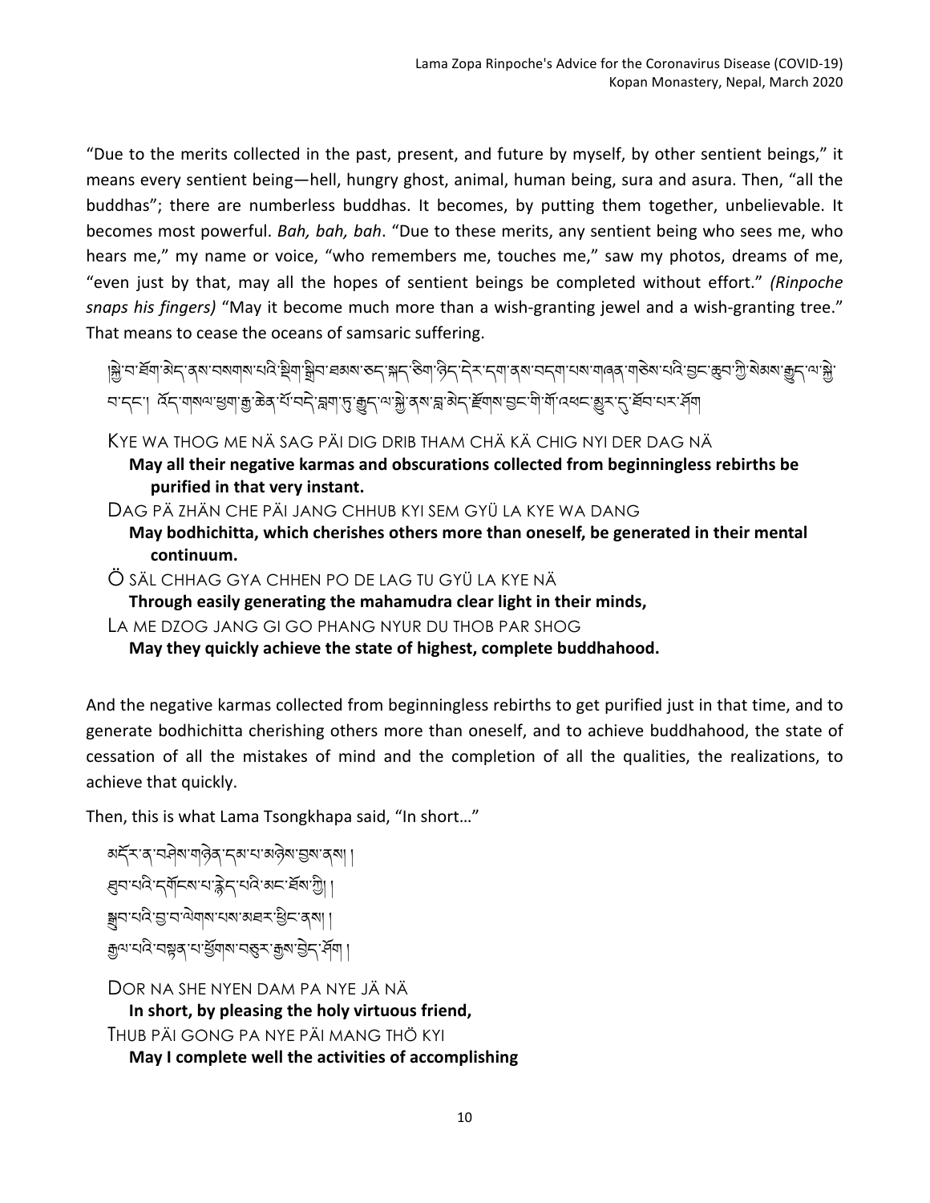"Due to the merits collected in the past, present, and future by myself, by other sentient beings," it means every sentient being—hell, hungry ghost, animal, human being, sura and asura. Then, "all the buddhas"; there are numberless buddhas. It becomes, by putting them together, unbelievable. It becomes most powerful. *Bah, bah, bah*. "Due to these merits, any sentient being who sees me, who hears me," my name or voice, "who remembers me, touches me," saw my photos, dreams of me, "even just by that, may all the hopes of sentient beings be completed without effort." *(Rinpoche snaps his fingers)* "May it become much more than a wish-granting jewel and a wish-granting tree." That means to cease the oceans of samsaric suffering.

།སྐྱེ་བ་ཐོག་མེད་ནས་བསགས་པའི་སྡིག་སྒྲིབ་ཐམས་ཅད་སྐད་ཅིག་ཉིད་དེར་དག་ནས་བདག་པས་གཞན་གཅེས་པའི་བྱང་ཆུབ་ཀྱི་སེམས་རྒྱུད་ལ་སྐྱེ་བ་དང་། འོད་གསལ་ཕྱག་རྒྱ་ཆེན་པོ་བདེ་བླག་ཏུ་རྒྱུད་ལ་སྐྱེ་ནས་བླ་མེད་རྫོགས་བྱང་གི་གོ་འཕང་མྱུར་དུ་ཐོབ་པར་ཤོག

KYE WA THOG ME NÄ SAG PÄI DIG DRIB THAM CHÄ KÄ CHIG NYI DER DAG NÄ
**May all their negative karmas and obscurations collected from beginningless rebirths be purified in that very instant.**

DAG PÄ ZHÄN CHE PÄI JANG CHHUB KYI SEM GYÜ LA KYE WA DANG
**May bodhichitta, which cherishes others more than oneself, be generated in their mental continuum.**

Ö SÄL CHHAG GYA CHHEN PO DE LAG TU GYÜ LA KYE NÄ
**Through easily generating the mahamudra clear light in their minds,**

LA ME DZOG JANG GI GO PHANG NYUR DU THOB PAR SHOG
**May they quickly achieve the state of highest, complete buddhahood.**

And the negative karmas collected from beginningless rebirths to get purified just in that time, and to generate bodhichitta cherishing others more than oneself, and to achieve buddhahood, the state of cessation of all the mistakes of mind and the completion of all the qualities, the realizations, to achieve that quickly.

Then, this is what Lama Tsongkhapa said, "In short…"

མདོར་ན་བཤེས་གཉེན་དམ་པ་མཉེས་བྱས་ནས། །
ཐུབ་པའི་དགོངས་པ་རྙེད་པའི་མང་ཐོས་ཀྱི། །
སྒྲུབ་པའི་བྱ་བ་ལེགས་པར་མཐར་ཕྱིན་ནས། །
རྒྱལ་བའི་བསྟན་པ་ཕྱོགས་བཅུར་རྒྱས་བྱེད་ཤོག །

DOR NA SHE NYEN DAM PA NYE JÄ NÄ
**In short, by pleasing the holy virtuous friend,**

THUB PÄI GONG PA NYE PÄI MANG THÖ KYI
**May I complete well the activities of accomplishing**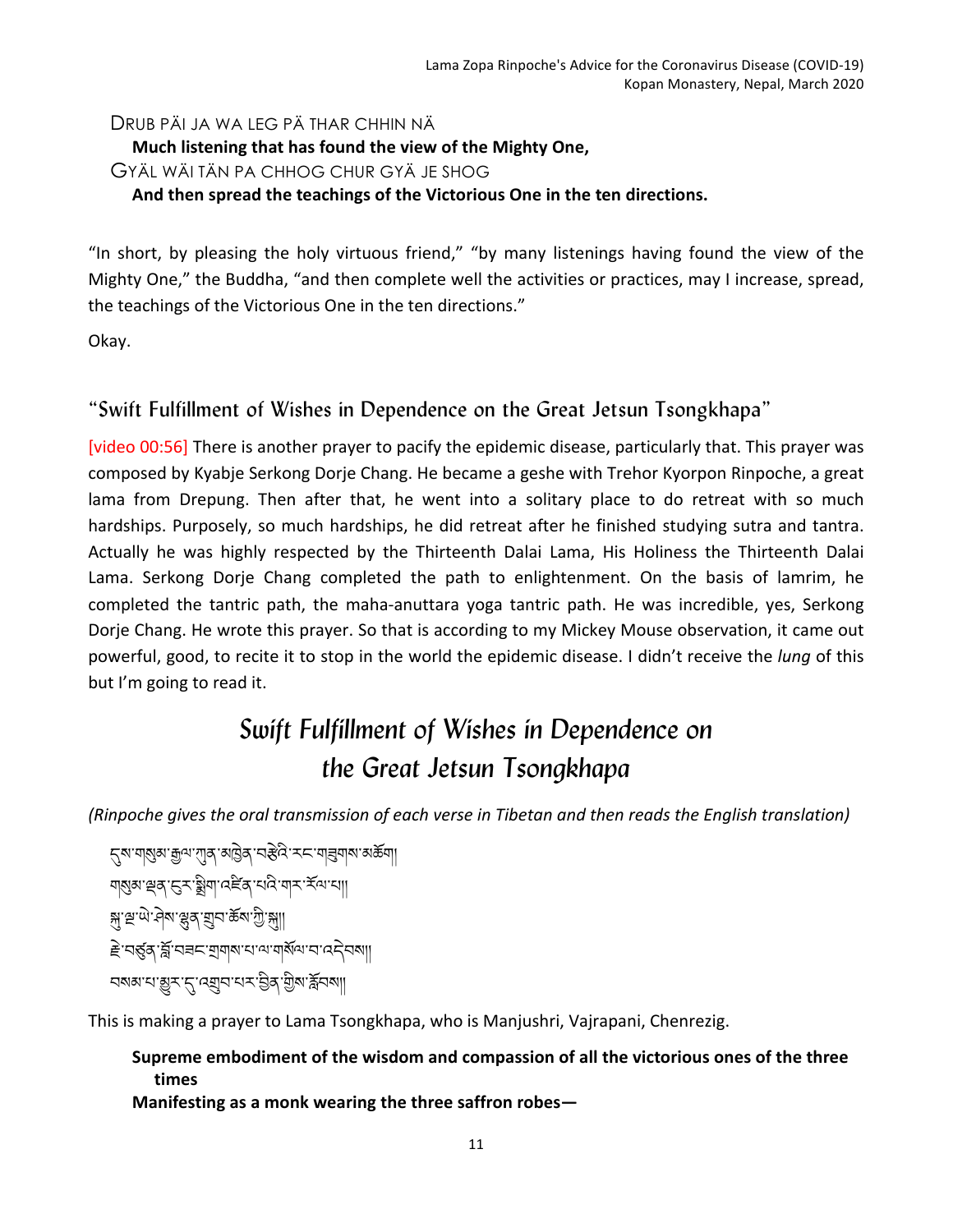DRUB PÄI JA WA LEG PÄ THAR CHHIN NÄ

**Much listening that has found the view of the Mighty One,**

GYÄL WÄI TÄN PA CHHOG CHUR GYÄ JE SHOG

**And then spread the teachings of the Victorious One in the ten directions.**

"In short, by pleasing the holy virtuous friend," "by many listenings having found the view of the Mighty One," the Buddha, "and then complete well the activities or practices, may I increase, spread, the teachings of the Victorious One in the ten directions."

Okay.

## "Swift Fulfillment of Wishes in Dependence on the Great Jetsun Tsongkhapa"

[video 00:56] There is another prayer to pacify the epidemic disease, particularly that. This prayer was composed by Kyabje Serkong Dorje Chang. He became a geshe with Trehor Kyorpon Rinpoche, a great lama from Drepung. Then after that, he went into a solitary place to do retreat with so much hardships. Purposely, so much hardships, he did retreat after he finished studying sutra and tantra. Actually he was highly respected by the Thirteenth Dalai Lama, His Holiness the Thirteenth Dalai Lama. Serkong Dorje Chang completed the path to enlightenment. On the basis of lamrim, he completed the tantric path, the maha-anuttara yoga tantric path. He was incredible, yes, Serkong Dorje Chang. He wrote this prayer. So that is according to my Mickey Mouse observation, it came out powerful, good, to recite it to stop in the world the epidemic disease. I didn't receive the *lung* of this but I'm going to read it.

# Swift Fulfillment of Wishes in Dependence on the Great Jetsun Tsongkhapa

*(Rinpoche gives the oral transmission of each verse in Tibetan and then reads the English translation)*

དུས་གསུམ་རྒྱལ་ཀུན་མཁྱེན་བརྩེའི་རང་གཟུགས་མཆོག།
གསུམ་ལྡན་ངུར་སྨིག་འཛིན་པའི་གར་རོལ་པ།།
སྐུ་ཐ་ཡེ་ཤེས་ལྡན་གྲུབ་ཆོས་ཀྱི་སྐུ།།
རྗེ་བཙུན་བློ་བཟང་གྲགས་པ་ལ་གསོལ་བ་འདེབས།།
བསམ་པ་མྱུར་དུ་འགྲུབ་པར་བྱིན་གྱིས་རློབས།།

This is making a prayer to Lama Tsongkhapa, who is Manjushri, Vajrapani, Chenrezig.

**Supreme embodiment of the wisdom and compassion of all the victorious ones of the three times**

**Manifesting as a monk wearing the three saffron robes—**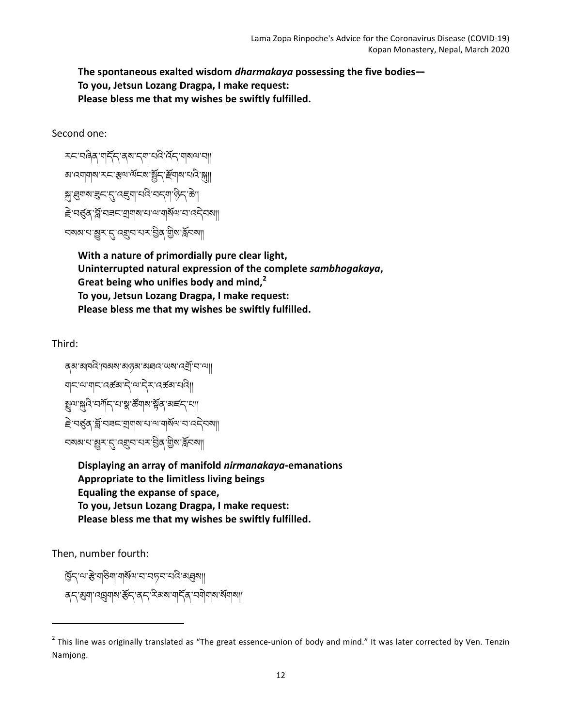**The spontaneous exalted wisdom *dharmakaya* possessing the five bodies—**
**To you, Jetsun Lozang Dragpa, I make request:**
**Please bless me that my wishes be swiftly fulfilled.**

Second one:

རང་བཞིན་གདོད་ནས་དག་པའི་འོད་གསལ་བ།།
མ་འགགས་རང་རྩལ་ལོངས་སྤྱོད་རྫོགས་པའི་སྐུ།།
སྐུ་ཐུགས་ཟུང་དུ་འཇུག་པའི་བདག་ཉིད་ཆེ།།
རྗེ་བཙུན་བློ་བཟང་གྲགས་པ་ལ་གསོལ་བ་འདེབས།།
བསམ་པ་མྱུར་དུ་འགྲུབ་པར་བྱིན་གྱིས་རློབས།།

**With a nature of primordially pure clear light,**
**Uninterrupted natural expression of the complete *sambhogakaya*,**
**Great being who unifies body and mind,[2]**
**To you, Jetsun Lozang Dragpa, I make request:**
**Please bless me that my wishes be swiftly fulfilled.**

Third:

ནམ་མཁའི་ཁམས་མཉམ་མཐའ་ཡས་འགྲོ་བ་ལ།།
གང་ལ་གང་འཚམ་དེ་ལ་དེར་འཚམ་པའི།།
སྤྲུལ་སྐུའི་བཀོད་པ་སྣ་ཚོགས་སྟོན་མཛད་པ།།
རྗེ་བཙུན་བློ་བཟང་གྲགས་པ་ལ་གསོལ་བ་འདེབས།།
བསམ་པ་མྱུར་དུ་འགྲུབ་པར་བྱིན་གྱིས་རློབས།།

**Displaying an array of manifold *nirmanakaya*-emanations**
**Appropriate to the limitless living beings**
**Equaling the expanse of space,**
**To you, Jetsun Lozang Dragpa, I make request:**
**Please bless me that my wishes be swiftly fulfilled.**

Then, number fourth:

ཁྱོད་ལ་རྩེ་གཅིག་གསོལ་བ་བཏབ་པའི་མཐུས།།
ནད་མུག་འཁྲུགས་རྩོད་ནད་རིམས་གདོན་བགེགས་སོགས།།

[2] This line was originally translated as "The great essence-union of body and mind." It was later corrected by Ven. Tenzin Namjong.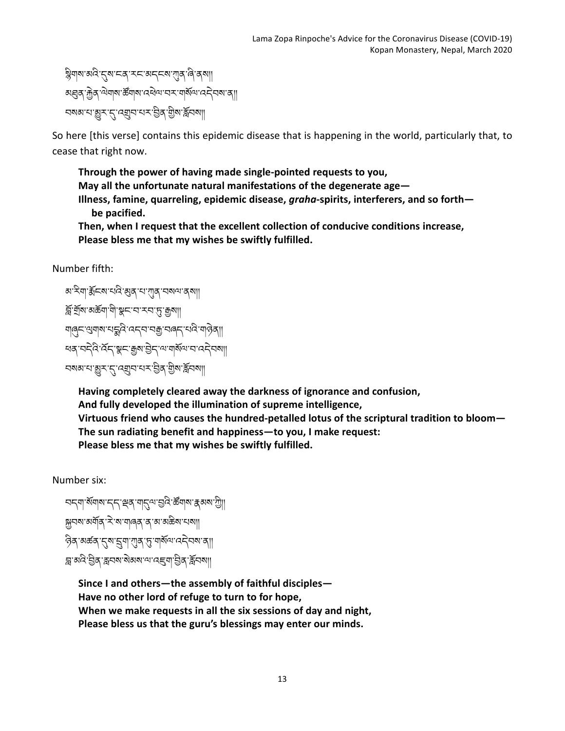སྙིགས་མའི་དུས་ངན་རང་མདངས་ཀུན་ཞི་ནས།།
མཐུན་རྐྱེན་ལེགས་ཚོགས་འཕེལ་བར་གསོལ་འདེབས་ན།།
བསམ་པ་མྱུར་དུ་འགྲུབ་པར་བྱིན་གྱིས་རློབས།།

So here [this verse] contains this epidemic disease that is happening in the world, particularly that, to cease that right now.

> **Through the power of having made single-pointed requests to you,**
> **May all the unfortunate natural manifestations of the degenerate age—**
> **Illness, famine, quarreling, epidemic disease, *graha*-spirits, interferers, and so forth— be pacified.**
> **Then, when I request that the excellent collection of conducive conditions increase,**
> **Please bless me that my wishes be swiftly fulfilled.**

Number fifth:

མ་རིག་རྨོངས་པའི་མུན་པ་ཀུན་བསལ་ནས།།
བློ་གྲོས་མཆོག་གི་སྣང་བ་རབ་ཏུ་རྒྱས།།
གཞུང་ལུགས་པདྨའི་འདབ་བརྒྱ་བཞད་པའི་གཉེན།།
ཕན་བདེའི་འོད་སྣང་རྒྱས་བྱེད་ལ་གསོལ་བ་འདེབས།།
བསམ་པ་མྱུར་དུ་འགྲུབ་པར་བྱིན་གྱིས་རློབས།།

> **Having completely cleared away the darkness of ignorance and confusion,**
> **And fully developed the illumination of supreme intelligence,**
> **Virtuous friend who causes the hundred-petalled lotus of the scriptural tradition to bloom—**
> **The sun radiating benefit and happiness—to you, I make request:**
> **Please bless me that my wishes be swiftly fulfilled.**

Number six:

བདག་སོགས་དད་ལྡན་གདུལ་བྱའི་ཚོགས་རྣམས་ཀྱི།།
སྐྱབས་མགོན་རེ་ས་གཞན་ན་མ་མཆིས་པས།།
ཉིན་མཚན་དུས་དྲུག་ཀུན་ཏུ་གསོལ་འདེབས་ན།།
བླ་མའི་བྱིན་རླབས་སེམས་ལ་འཇུག་བྱིན་རློབས།།

> **Since I and others—the assembly of faithful disciples—**
> **Have no other lord of refuge to turn to for hope,**
> **When we make requests in all the six sessions of day and night,**
> **Please bless us that the guru's blessings may enter our minds.**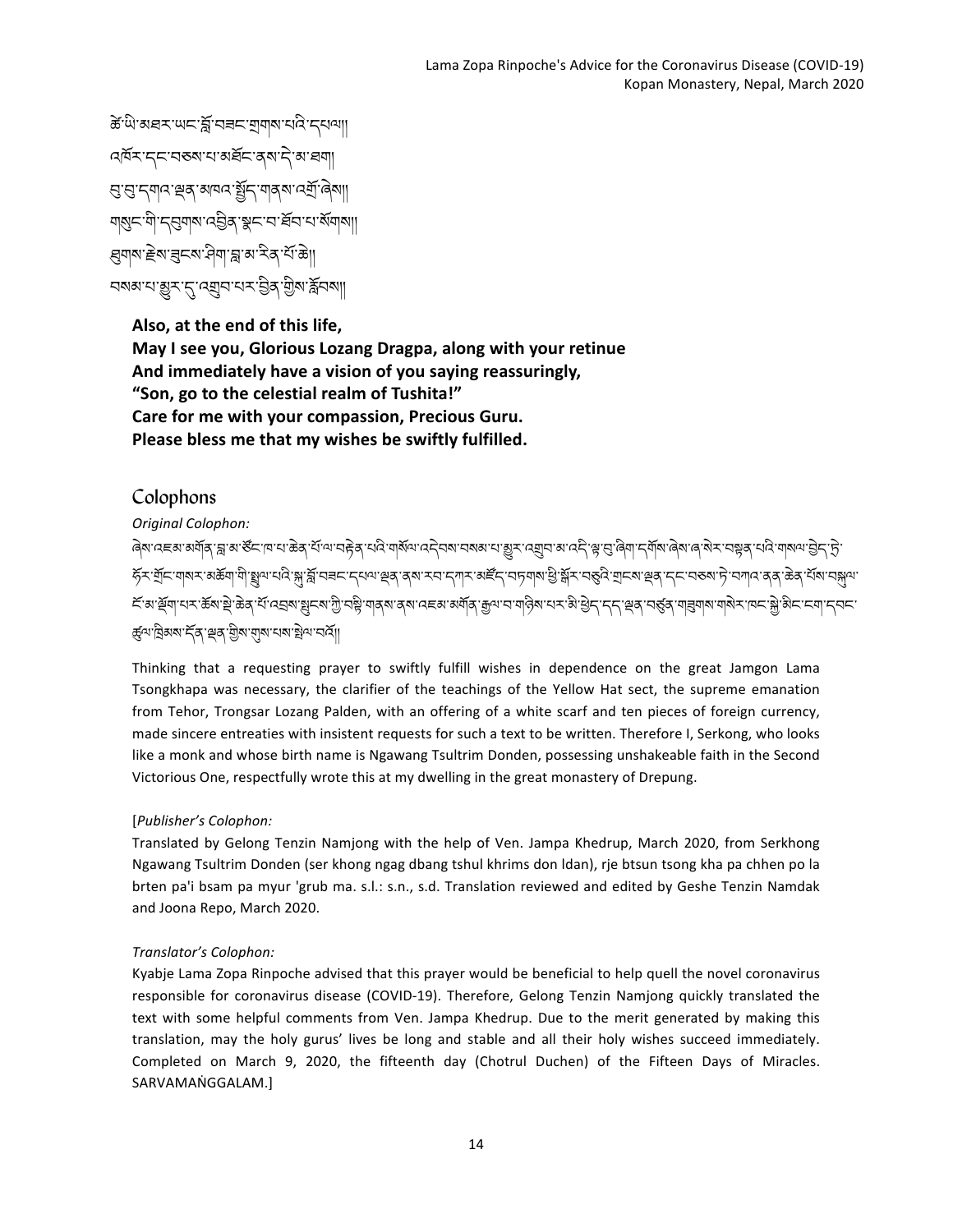ཚེ་ཡི་མཐར་ཡང་བློ་བཟང་གྲགས་པའི་དཔལ།།
འཁོར་དང་བཅས་པ་མཐོང་ནས་དེ་མ་ཐག
བུ་བུ་དགའ་ལྡན་མཁའ་སྤྱོད་གནས་འགྲོ་ཞེས།།
གསུང་གི་དབུགས་འབྱིན་སྣང་བ་ཐོབ་པ་སོགས།།
ཐུགས་རྗེས་བྱངས་ཤིག་བླ་མ་རིན་པོ་ཆེ།།
བསམ་པ་མྱུར་དུ་འགྲུབ་པར་བྱིན་གྱིས་རློབས།།

**Also, at the end of this life,**
**May I see you, Glorious Lozang Dragpa, along with your retinue**
**And immediately have a vision of you saying reassuringly,**
**"Son, go to the celestial realm of Tushita!"**
**Care for me with your compassion, Precious Guru.**
**Please bless me that my wishes be swiftly fulfilled.**

## Colophons

*Original Colophon:*

ཞེས་འཇམ་མགོན་བླ་མ་ཙོང་ཁ་པ་ཆེན་པོ་ལ་བརྟེན་པའི་གསོལ་འདེབས་བསམ་པ་མྱུར་འགྲུབ་མ་འདི་ལྟ་བུ་ཞིག་དགོས་ཞེས་ཞ་སེར་བསྟན་པའི་གསལ་བྱེད་ཏེ་ཧོར་གྲོང་གསར་མཆོག་གི་སྤྲུལ་པའི་སྐུ་བློ་བཟང་དཔལ་ལྡན་ནས་རབ་དཀར་མཛོད་བཏགས་ཕྱི་སྒོར་བཅུའི་གྲངས་ལྡན་དང་བཅས་ཏེ་བཀའ་ནན་ཆེན་པོས་བསྐུལ་ངོ་མ་ལོག་པར་ཚོས་སྡེ་ཆེན་པོ་འབྲས་སྤུངས་ཀྱི་བསྟི་གནས་ནས་འཇམ་མགོན་རྒྱལ་བ་གཉིས་པར་མི་ཕྱེད་དད་ལྡན་བཙུན་གཟུགས་གསེར་ཁང་སྐྱེ་མིང་ངག་དབང་ཚུལ་ཁྲིམས་དོན་ལྡན་གྱིས་གུས་པས་སྤེལ་བའོ།།

Thinking that a requesting prayer to swiftly fulfill wishes in dependence on the great Jamgon Lama Tsongkhapa was necessary, the clarifier of the teachings of the Yellow Hat sect, the supreme emanation from Tehor, Trongsar Lozang Palden, with an offering of a white scarf and ten pieces of foreign currency, made sincere entreaties with insistent requests for such a text to be written. Therefore I, Serkong, who looks like a monk and whose birth name is Ngawang Tsultrim Donden, possessing unshakeable faith in the Second Victorious One, respectfully wrote this at my dwelling in the great monastery of Drepung.

[*Publisher's Colophon:*

Translated by Gelong Tenzin Namjong with the help of Ven. Jampa Khedrup, March 2020, from Serkhong Ngawang Tsultrim Donden (ser khong ngag dbang tshul khrims don ldan), rje btsun tsong kha pa chhen po la brten pa'i bsam pa myur 'grub ma. s.l.: s.n., s.d. Translation reviewed and edited by Geshe Tenzin Namdak and Joona Repo, March 2020.

*Translator's Colophon:*

Kyabje Lama Zopa Rinpoche advised that this prayer would be beneficial to help quell the novel coronavirus responsible for coronavirus disease (COVID-19). Therefore, Gelong Tenzin Namjong quickly translated the text with some helpful comments from Ven. Jampa Khedrup. Due to the merit generated by making this translation, may the holy gurus' lives be long and stable and all their holy wishes succeed immediately. Completed on March 9, 2020, the fifteenth day (Chotrul Duchen) of the Fifteen Days of Miracles. SARVAMAṄGGALAM.]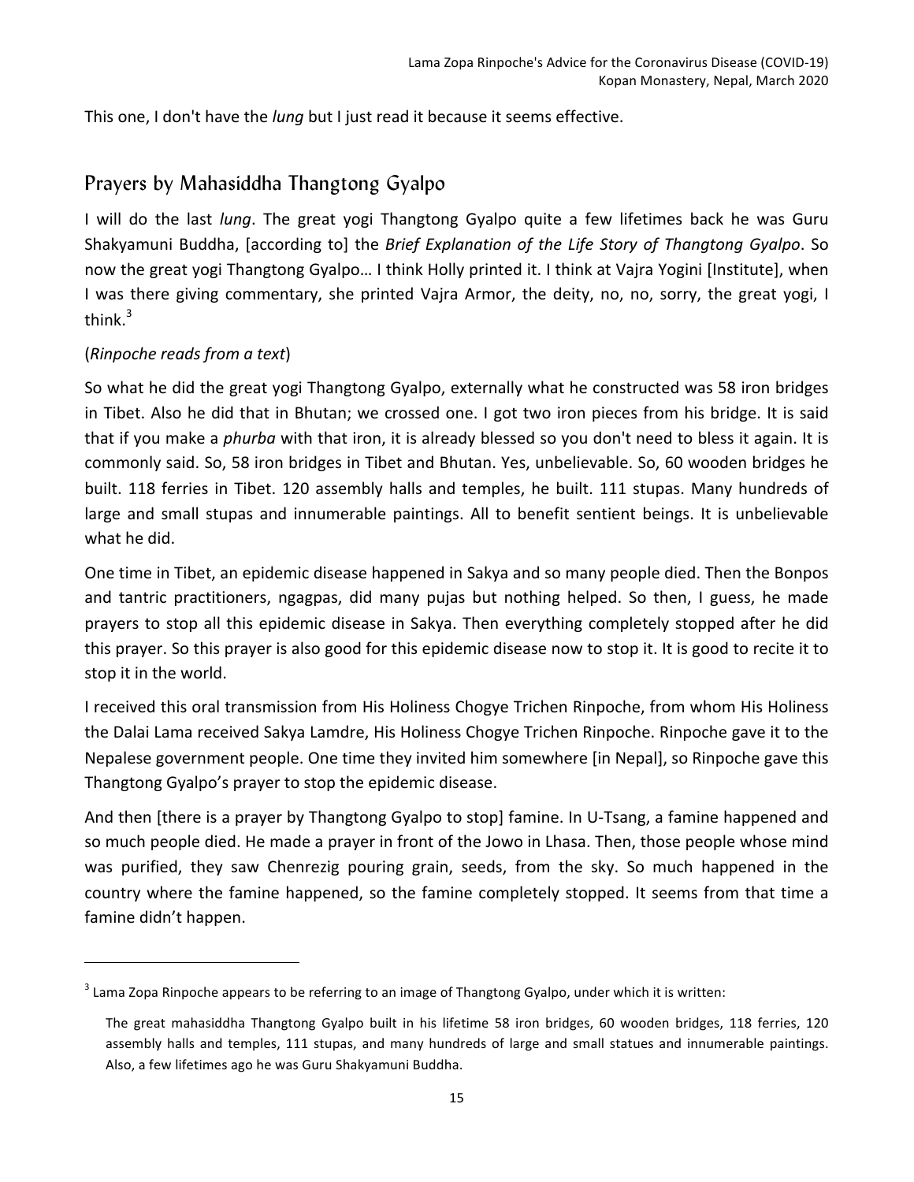This one, I don't have the *lung* but I just read it because it seems effective.

## Prayers by Mahasiddha Thangtong Gyalpo

I will do the last *lung*. The great yogi Thangtong Gyalpo quite a few lifetimes back he was Guru Shakyamuni Buddha, [according to] the *Brief Explanation of the Life Story of Thangtong Gyalpo*. So now the great yogi Thangtong Gyalpo… I think Holly printed it. I think at Vajra Yogini [Institute], when I was there giving commentary, she printed Vajra Armor, the deity, no, no, sorry, the great yogi, I think.[3]

(*Rinpoche reads from a text*)

So what he did the great yogi Thangtong Gyalpo, externally what he constructed was 58 iron bridges in Tibet. Also he did that in Bhutan; we crossed one. I got two iron pieces from his bridge. It is said that if you make a *phurba* with that iron, it is already blessed so you don't need to bless it again. It is commonly said. So, 58 iron bridges in Tibet and Bhutan. Yes, unbelievable. So, 60 wooden bridges he built. 118 ferries in Tibet. 120 assembly halls and temples, he built. 111 stupas. Many hundreds of large and small stupas and innumerable paintings. All to benefit sentient beings. It is unbelievable what he did.

One time in Tibet, an epidemic disease happened in Sakya and so many people died. Then the Bonpos and tantric practitioners, ngagpas, did many pujas but nothing helped. So then, I guess, he made prayers to stop all this epidemic disease in Sakya. Then everything completely stopped after he did this prayer. So this prayer is also good for this epidemic disease now to stop it. It is good to recite it to stop it in the world.

I received this oral transmission from His Holiness Chogye Trichen Rinpoche, from whom His Holiness the Dalai Lama received Sakya Lamdre, His Holiness Chogye Trichen Rinpoche. Rinpoche gave it to the Nepalese government people. One time they invited him somewhere [in Nepal], so Rinpoche gave this Thangtong Gyalpo's prayer to stop the epidemic disease.

And then [there is a prayer by Thangtong Gyalpo to stop] famine. In U-Tsang, a famine happened and so much people died. He made a prayer in front of the Jowo in Lhasa. Then, those people whose mind was purified, they saw Chenrezig pouring grain, seeds, from the sky. So much happened in the country where the famine happened, so the famine completely stopped. It seems from that time a famine didn't happen.

---

[3] Lama Zopa Rinpoche appears to be referring to an image of Thangtong Gyalpo, under which it is written:

> The great mahasiddha Thangtong Gyalpo built in his lifetime 58 iron bridges, 60 wooden bridges, 118 ferries, 120 assembly halls and temples, 111 stupas, and many hundreds of large and small statues and innumerable paintings. Also, a few lifetimes ago he was Guru Shakyamuni Buddha.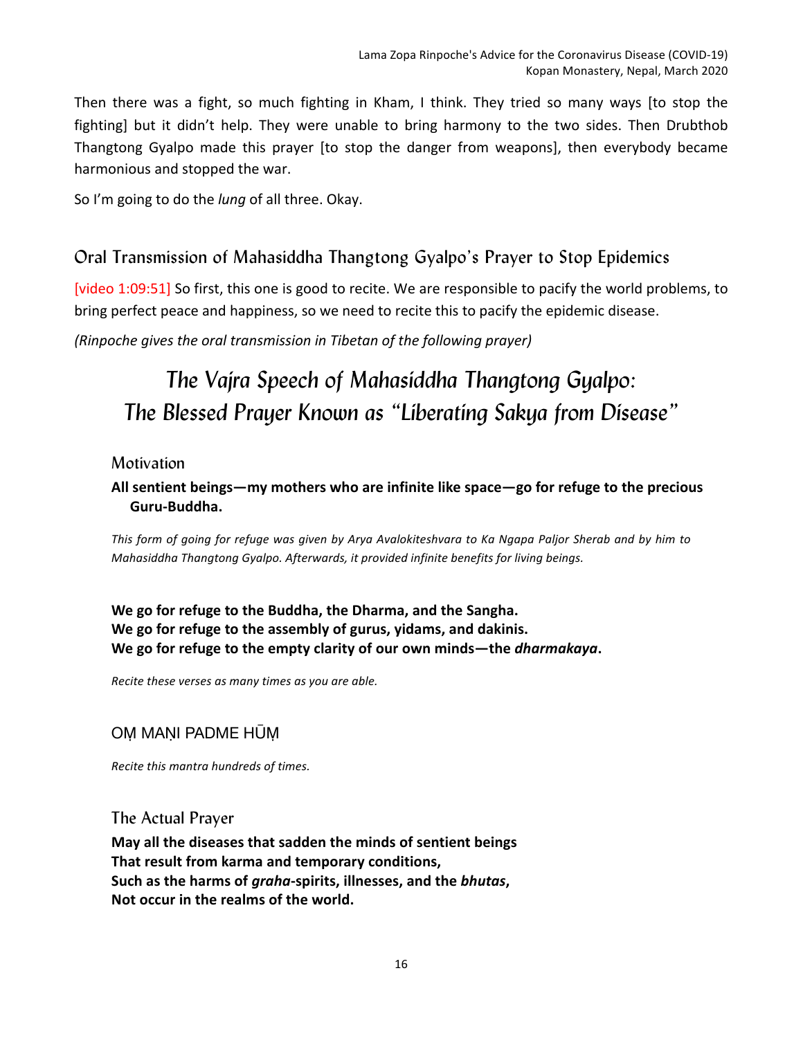Then there was a fight, so much fighting in Kham, I think. They tried so many ways [to stop the fighting] but it didn't help. They were unable to bring harmony to the two sides. Then Drubthob Thangtong Gyalpo made this prayer [to stop the danger from weapons], then everybody became harmonious and stopped the war.

So I'm going to do the *lung* of all three. Okay.

## Oral Transmission of Mahasiddha Thangtong Gyalpo's Prayer to Stop Epidemics

[video 1:09:51] So first, this one is good to recite. We are responsible to pacify the world problems, to bring perfect peace and happiness, so we need to recite this to pacify the epidemic disease.

*(Rinpoche gives the oral transmission in Tibetan of the following prayer)*

# The Vajra Speech of Mahasiddha Thangtong Gyalpo: The Blessed Prayer Known as "Liberating Sakya from Disease"

### Motivation

**All sentient beings—my mothers who are infinite like space—go for refuge to the precious Guru-Buddha.**

*This form of going for refuge was given by Arya Avalokiteshvara to Ka Ngapa Paljor Sherab and by him to Mahasiddha Thangtong Gyalpo. Afterwards, it provided infinite benefits for living beings.*

**We go for refuge to the Buddha, the Dharma, and the Sangha.**
**We go for refuge to the assembly of gurus, yidams, and dakinis.**
**We go for refuge to the empty clarity of our own minds—the *dharmakaya*.**

*Recite these verses as many times as you are able.*

OṂ MAṆI PADME HŪṂ

*Recite this mantra hundreds of times.*

### The Actual Prayer

**May all the diseases that sadden the minds of sentient beings**
**That result from karma and temporary conditions,**
**Such as the harms of *graha*-spirits, illnesses, and the *bhutas*,**
**Not occur in the realms of the world.**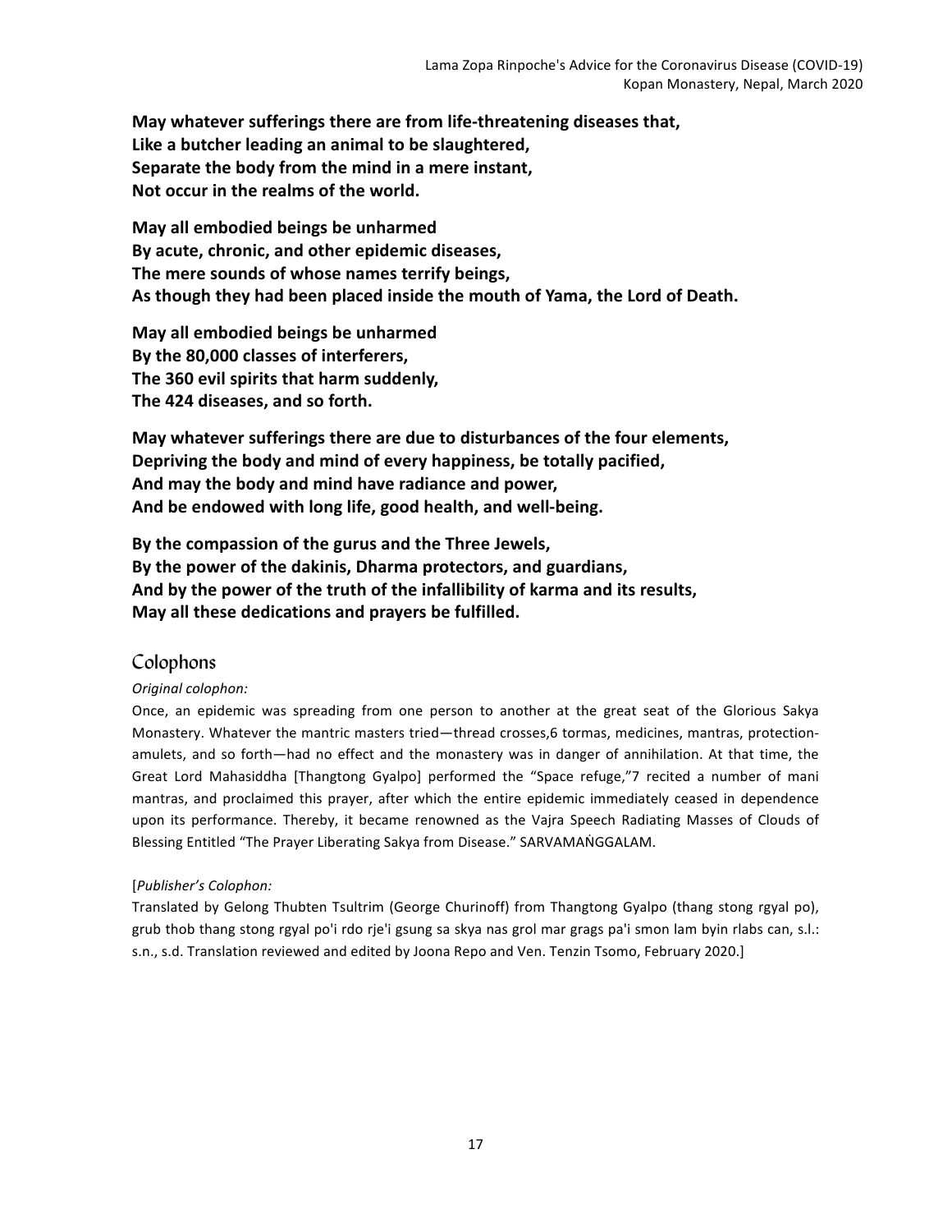**May whatever sufferings there are from life-threatening diseases that,**
**Like a butcher leading an animal to be slaughtered,**
**Separate the body from the mind in a mere instant,**
**Not occur in the realms of the world.**

**May all embodied beings be unharmed**
**By acute, chronic, and other epidemic diseases,**
**The mere sounds of whose names terrify beings,**
**As though they had been placed inside the mouth of Yama, the Lord of Death.**

**May all embodied beings be unharmed**
**By the 80,000 classes of interferers,**
**The 360 evil spirits that harm suddenly,**
**The 424 diseases, and so forth.**

**May whatever sufferings there are due to disturbances of the four elements,**
**Depriving the body and mind of every happiness, be totally pacified,**
**And may the body and mind have radiance and power,**
**And be endowed with long life, good health, and well-being.**

**By the compassion of the gurus and the Three Jewels,**
**By the power of the dakinis, Dharma protectors, and guardians,**
**And by the power of the truth of the infallibility of karma and its results,**
**May all these dedications and prayers be fulfilled.**

## Colophons

*Original colophon:*

Once, an epidemic was spreading from one person to another at the great seat of the Glorious Sakya Monastery. Whatever the mantric masters tried—thread crosses,[6] tormas, medicines, mantras, protection-amulets, and so forth—had no effect and the monastery was in danger of annihilation. At that time, the Great Lord Mahasiddha [Thangtong Gyalpo] performed the "Space refuge,"[7] recited a number of mani mantras, and proclaimed this prayer, after which the entire epidemic immediately ceased in dependence upon its performance. Thereby, it became renowned as the Vajra Speech Radiating Masses of Clouds of Blessing Entitled "The Prayer Liberating Sakya from Disease." SARVAMAṄGGALAM.

[*Publisher's Colophon:*
Translated by Gelong Thubten Tsultrim (George Churinoff) from Thangtong Gyalpo (thang stong rgyal po), grub thob thang stong rgyal po'i rdo rje'i gsung sa skya nas grol mar grags pa'i smon lam byin rlabs can, s.l.: s.n., s.d. Translation reviewed and edited by Joona Repo and Ven. Tenzin Tsomo, February 2020.]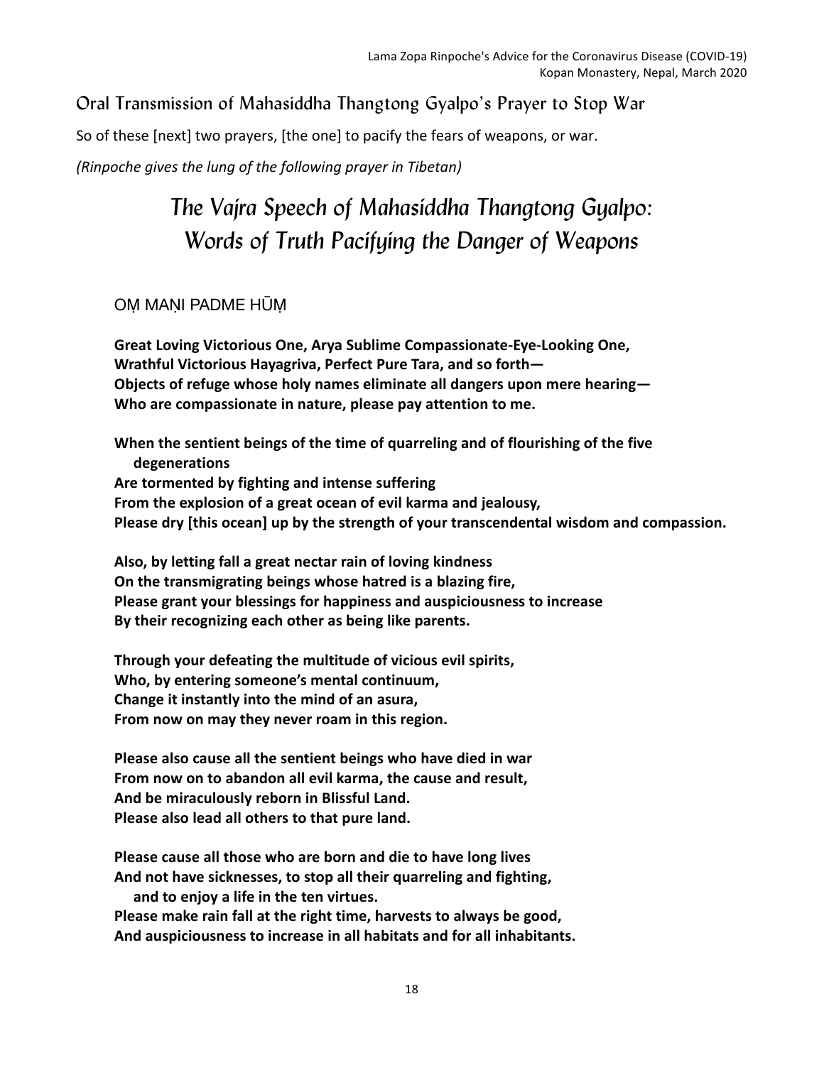## Oral Transmission of Mahasiddha Thangtong Gyalpo's Prayer to Stop War

So of these [next] two prayers, [the one] to pacify the fears of weapons, or war.

*(Rinpoche gives the lung of the following prayer in Tibetan)*

# The Vajra Speech of Mahasiddha Thangtong Gyalpo: Words of Truth Pacifying the Danger of Weapons

OṂ MAṆI PADME HŪṂ

**Great Loving Victorious One, Arya Sublime Compassionate-Eye-Looking One,**
**Wrathful Victorious Hayagriva, Perfect Pure Tara, and so forth—**
**Objects of refuge whose holy names eliminate all dangers upon mere hearing—**
**Who are compassionate in nature, please pay attention to me.**

**When the sentient beings of the time of quarreling and of flourishing of the five degenerations**
**Are tormented by fighting and intense suffering**
**From the explosion of a great ocean of evil karma and jealousy,**
**Please dry [this ocean] up by the strength of your transcendental wisdom and compassion.**

**Also, by letting fall a great nectar rain of loving kindness**
**On the transmigrating beings whose hatred is a blazing fire,**
**Please grant your blessings for happiness and auspiciousness to increase**
**By their recognizing each other as being like parents.**

**Through your defeating the multitude of vicious evil spirits,**
**Who, by entering someone's mental continuum,**
**Change it instantly into the mind of an asura,**
**From now on may they never roam in this region.**

**Please also cause all the sentient beings who have died in war**
**From now on to abandon all evil karma, the cause and result,**
**And be miraculously reborn in Blissful Land.**
**Please also lead all others to that pure land.**

**Please cause all those who are born and die to have long lives**
**And not have sicknesses, to stop all their quarreling and fighting, and to enjoy a life in the ten virtues.**
**Please make rain fall at the right time, harvests to always be good,**
**And auspiciousness to increase in all habitats and for all inhabitants.**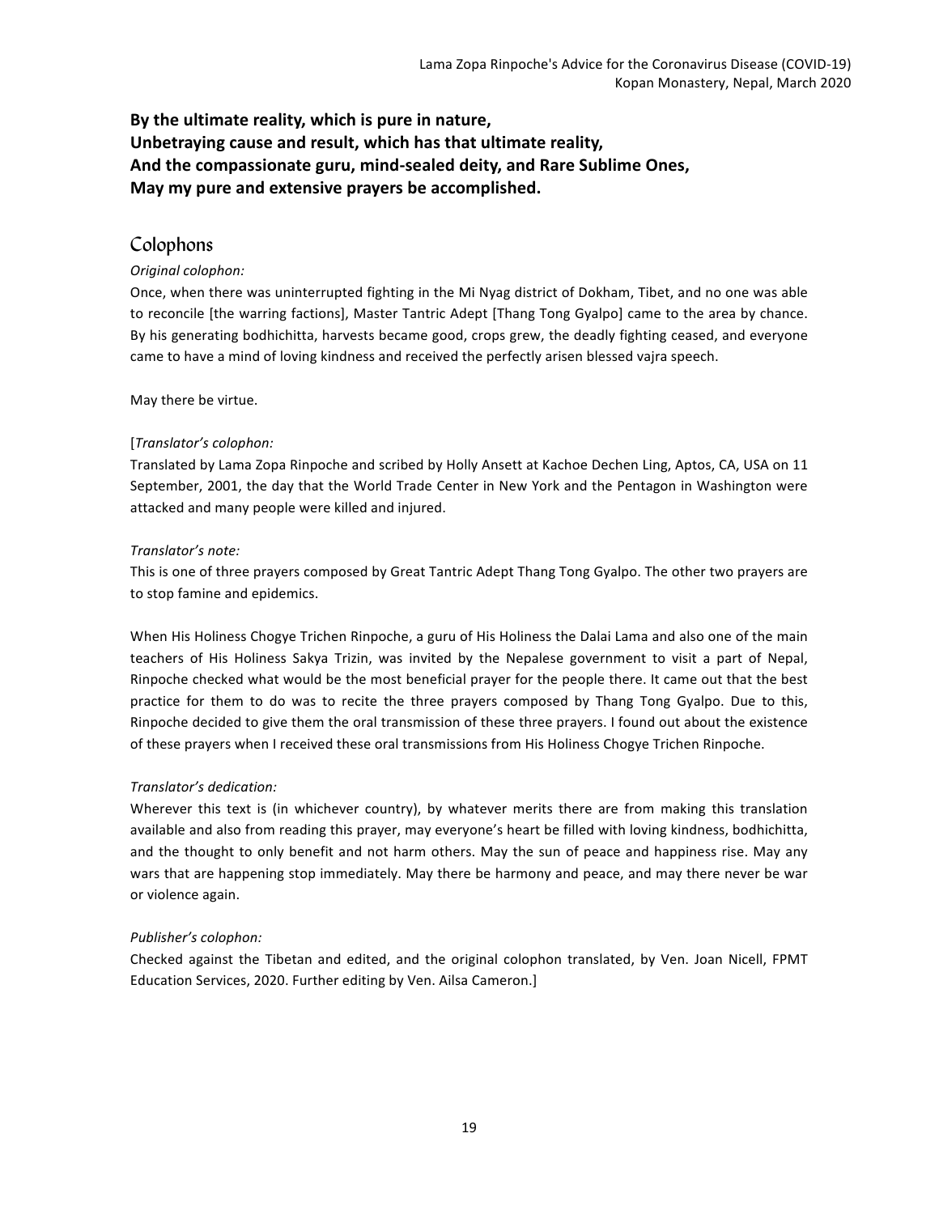**By the ultimate reality, which is pure in nature,**
**Unbetraying cause and result, which has that ultimate reality,**
**And the compassionate guru, mind-sealed deity, and Rare Sublime Ones,**
**May my pure and extensive prayers be accomplished.**

## Colophons

*Original colophon:*

Once, when there was uninterrupted fighting in the Mi Nyag district of Dokham, Tibet, and no one was able to reconcile [the warring factions], Master Tantric Adept [Thang Tong Gyalpo] came to the area by chance. By his generating bodhichitta, harvests became good, crops grew, the deadly fighting ceased, and everyone came to have a mind of loving kindness and received the perfectly arisen blessed vajra speech.

May there be virtue.

[*Translator's colophon:*

Translated by Lama Zopa Rinpoche and scribed by Holly Ansett at Kachoe Dechen Ling, Aptos, CA, USA on 11 September, 2001, the day that the World Trade Center in New York and the Pentagon in Washington were attacked and many people were killed and injured.

*Translator's note:*

This is one of three prayers composed by Great Tantric Adept Thang Tong Gyalpo. The other two prayers are to stop famine and epidemics.

When His Holiness Chogye Trichen Rinpoche, a guru of His Holiness the Dalai Lama and also one of the main teachers of His Holiness Sakya Trizin, was invited by the Nepalese government to visit a part of Nepal, Rinpoche checked what would be the most beneficial prayer for the people there. It came out that the best practice for them to do was to recite the three prayers composed by Thang Tong Gyalpo. Due to this, Rinpoche decided to give them the oral transmission of these three prayers. I found out about the existence of these prayers when I received these oral transmissions from His Holiness Chogye Trichen Rinpoche.

*Translator's dedication:*

Wherever this text is (in whichever country), by whatever merits there are from making this translation available and also from reading this prayer, may everyone's heart be filled with loving kindness, bodhichitta, and the thought to only benefit and not harm others. May the sun of peace and happiness rise. May any wars that are happening stop immediately. May there be harmony and peace, and may there never be war or violence again.

*Publisher's colophon:*

Checked against the Tibetan and edited, and the original colophon translated, by Ven. Joan Nicell, FPMT Education Services, 2020. Further editing by Ven. Ailsa Cameron.]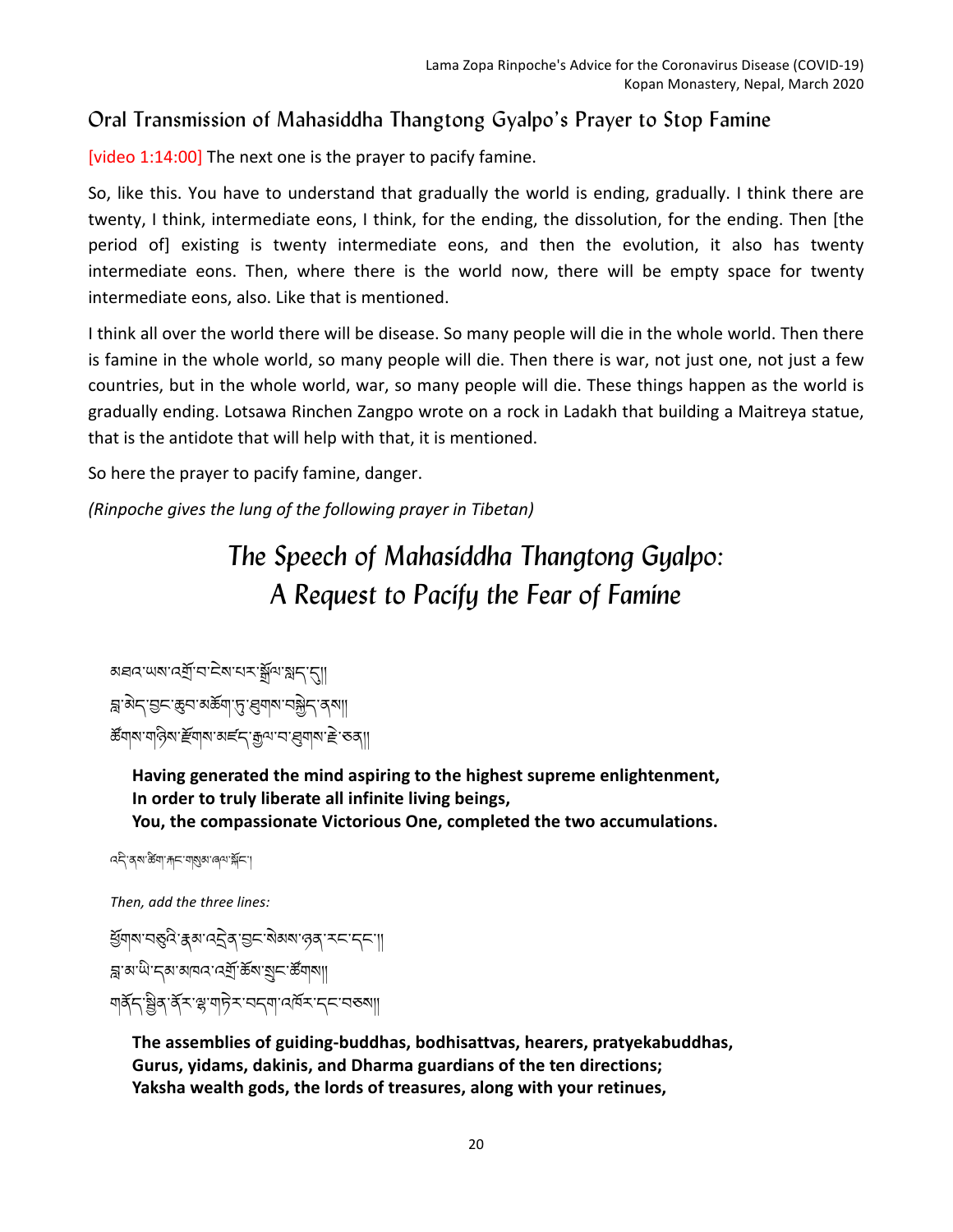## Oral Transmission of Mahasiddha Thangtong Gyalpo's Prayer to Stop Famine

[video 1:14:00] The next one is the prayer to pacify famine.

So, like this. You have to understand that gradually the world is ending, gradually. I think there are twenty, I think, intermediate eons, I think, for the ending, the dissolution, for the ending. Then [the period of] existing is twenty intermediate eons, and then the evolution, it also has twenty intermediate eons. Then, where there is the world now, there will be empty space for twenty intermediate eons, also. Like that is mentioned.

I think all over the world there will be disease. So many people will die in the whole world. Then there is famine in the whole world, so many people will die. Then there is war, not just one, not just a few countries, but in the whole world, war, so many people will die. These things happen as the world is gradually ending. Lotsawa Rinchen Zangpo wrote on a rock in Ladakh that building a Maitreya statue, that is the antidote that will help with that, it is mentioned.

So here the prayer to pacify famine, danger.

*(Rinpoche gives the lung of the following prayer in Tibetan)*

# *The Speech of Mahasiddha Thangtong Gyalpo: A Request to Pacify the Fear of Famine*

མཐའ་ཡས་འགྲོ་བ་ངེས་པར་སྒྲོལ་སླད་དུ།།
བླ་མེད་བྱང་ཆུབ་མཆོག་ཏུ་ཐུགས་བསྐྱེད་ནས།།
ཚོགས་གཉིས་རྫོགས་མཛད་རྒྱལ་བ་ཐུགས་རྗེ་ཅན།།

**Having generated the mind aspiring to the highest supreme enlightenment,**
**In order to truly liberate all infinite living beings,**
**You, the compassionate Victorious One, completed the two accumulations.**

འདི་ནས་ཚིག་རྐང་གསུམ་ཞལ་སྐོང་།

*Then, add the three lines:*

ཕྱོགས་བཅུའི་རྣམ་འདྲེན་བྱང་སེམས་ཉན་རང་དང་།།
བླ་མ་ཡི་དམ་མཁའ་འགྲོ་ཆོས་སྐྱོང་ཚོགས།།
གནོད་སྦྱིན་ནོར་ལྷ་གཏེར་བདག་འཁོར་དང་བཅས།།

**The assemblies of guiding-buddhas, bodhisattvas, hearers, pratyekabuddhas,**
**Gurus, yidams, dakinis, and Dharma guardians of the ten directions;**
**Yaksha wealth gods, the lords of treasures, along with your retinues,**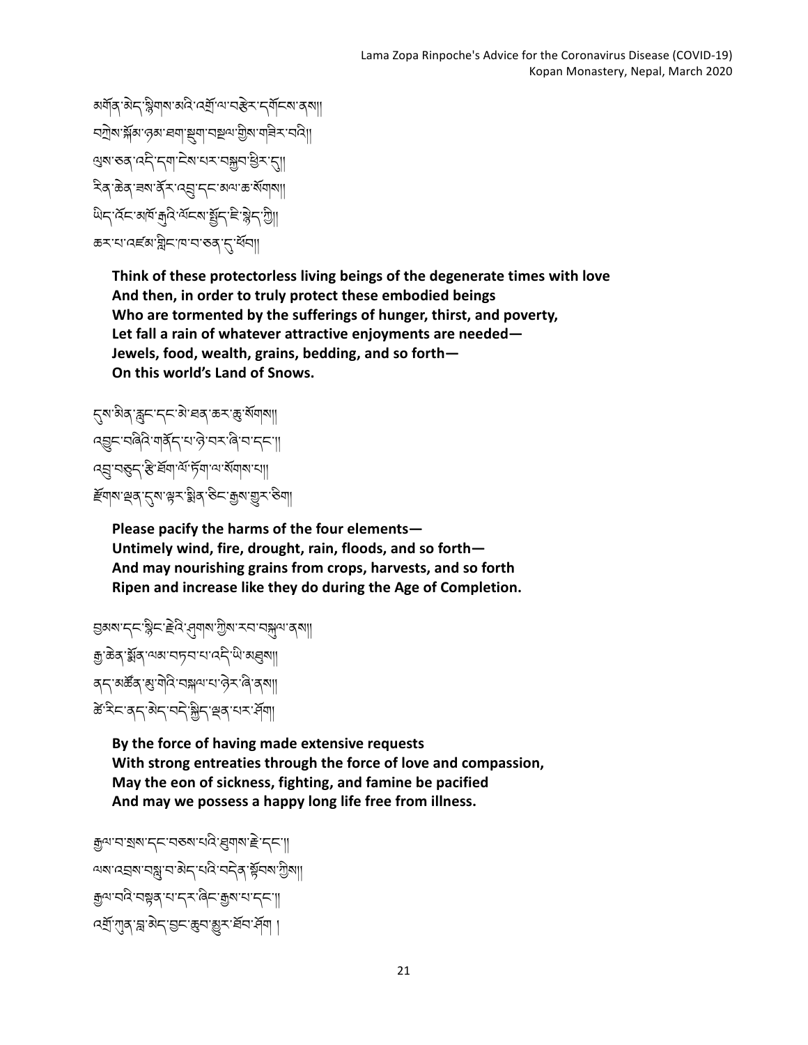མགོན་མེད་སྙིགས་མའི་འགྲོ་ལ་བརྩེར་དགོངས་ནས།།
བཀྲེས་སྐོམ་ཉམ་ཐག་སྡུག་བསྔལ་གྱིས་གཟིར་བའི།།
ལུས་ཅན་འདི་དག་ངེས་པར་བསྐྱབ་ཕྱིར་དུ།།
རིན་ཆེན་ཟས་ནོར་འབྲུ་དང་མལ་ཆ་སོགས།།
ཡིད་འོང་མགོ་རྒུའི་ལོངས་སྤྱོད་ཇི་སྙེད་ཀྱི།།
ཆར་པ་འཛམ་གླིང་ཁ་བ་ཅན་དུ་ཕོབ།།

**Think of these protectorless living beings of the degenerate times with love**
**And then, in order to truly protect these embodied beings**
**Who are tormented by the sufferings of hunger, thirst, and poverty,**
**Let fall a rain of whatever attractive enjoyments are needed—**
**Jewels, food, wealth, grains, bedding, and so forth—**
**On this world's Land of Snows.**

དུས་མིན་རླུང་དང་མེ་ཐན་ཆར་ཆུ་སོགས།།
འབྱུང་བཞིའི་གནོད་པ་ཉེ་བར་ཞི་བ་དང་།།
འབྲུ་བཅུད་རྩི་ཏོག་ལོ་ཏོག་ལ་སོགས་པ།།
རྫོགས་ལྡན་དུས་ལྟར་སྨིན་ཅིང་རྒྱས་གྱུར་ཅིག།

**Please pacify the harms of the four elements—**
**Untimely wind, fire, drought, rain, floods, and so forth—**
**And may nourishing grains from crops, harvests, and so forth**
**Ripen and increase like they do during the Age of Completion.**

བྱམས་དང་སྙིང་རྗེའི་ཤུགས་ཀྱིས་རབ་བསྐུལ་ནས།།
རྒྱ་ཆེན་སྨོན་ལམ་བཏབ་པ་འདི་ཡི་མཐུས།།
ནད་མཚོན་མུ་གེའི་བསྐལ་པ་ཉེར་ཞི་ནས།།
ཚེ་རིང་ནད་མེད་བདེ་སྐྱིད་ལྡན་པར་ཤོག།

**By the force of having made extensive requests**
**With strong entreaties through the force of love and compassion,**
**May the eon of sickness, fighting, and famine be pacified**
**And may we possess a happy long life free from illness.**

རྒྱལ་བ་སྲས་དང་བཅས་པའི་ཐུགས་རྗེ་དང་།།
ལས་འབྲས་བསླུ་བ་མེད་པའི་བདེན་སྟོབས་ཀྱིས།།
རྒྱལ་བའི་བསྟན་པ་དར་ཞིང་རྒྱས་པ་དང་།།
འགྲོ་ཀུན་བླ་མེད་བྱང་ཆུབ་མྱུར་ཐོབ་ཤོག །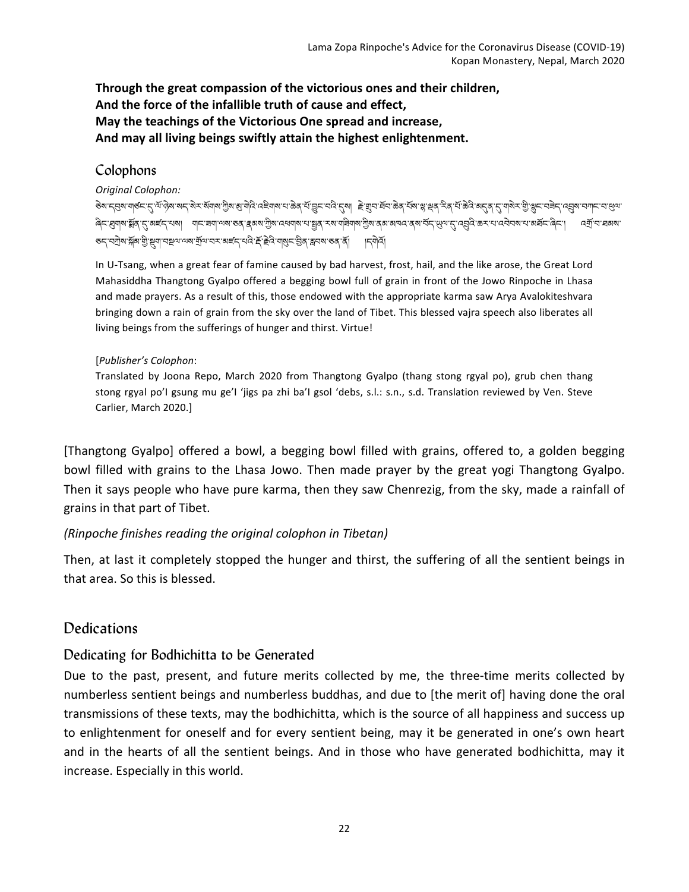**Through the great compassion of the victorious ones and their children,**
**And the force of the infallible truth of cause and effect,**
**May the teachings of the Victorious One spread and increase,**
**And may all living beings swiftly attain the highest enlightenment.**

## Colophons

*Original Colophon:*

ཅེས་དབུས་གཙང་དུ་ལོ་ཉེས་ནད་སེར་སོགས་ཀྱིས་མུ་གེའི་འཇིགས་པ་ཆེན་པོ་བྱུང་བའི་དུས། རྗེ་གྲུབ་ཐོབ་ཆེན་པོས་ལྷ་ལྡན་རིན་པོ་ཆེའི་མདུན་དུ་གསེར་གྱི་ལྷུང་བཟེད་འབྲུས་བཀང་བ་ཕུལ་ཞིང་ཐུགས་སྨོན་དུ་མཛད་པས། གང་ཟག་ལས་ཅན་རྣམས་ཀྱིས་འཕགས་པ་སྤྱན་རས་གཟིགས་ཀྱིས་ནམ་མཁའ་ནས་བོད་ཡུལ་དུ་འབྲུའི་ཆར་པ་འབེབས་པ་མཐོང་ཞིང་། འགྲོ་བ་ཐམས་ཅད་བཀྲེས་སྐོམ་གྱི་སྡུག་བསྔལ་ལས་གྲོལ་བར་མཛད་པའི་རྡོ་རྗེའི་གསུང་བྱིན་རླབས་ཅན་ནོ། །དགེའོ།

In U-Tsang, when a great fear of famine caused by bad harvest, frost, hail, and the like arose, the Great Lord Mahasiddha Thangtong Gyalpo offered a begging bowl full of grain in front of the Jowo Rinpoche in Lhasa and made prayers. As a result of this, those endowed with the appropriate karma saw Arya Avalokiteshvara bringing down a rain of grain from the sky over the land of Tibet. This blessed vajra speech also liberates all living beings from the sufferings of hunger and thirst. Virtue!

[*Publisher's Colophon*:
Translated by Joona Repo, March 2020 from Thangtong Gyalpo (thang stong rgyal po), grub chen thang stong rgyal po'I gsung mu ge'I 'jigs pa zhi ba'I gsol 'debs, s.l.: s.n., s.d. Translation reviewed by Ven. Steve Carlier, March 2020.]

[Thangtong Gyalpo] offered a bowl, a begging bowl filled with grains, offered to, a golden begging bowl filled with grains to the Lhasa Jowo. Then made prayer by the great yogi Thangtong Gyalpo. Then it says people who have pure karma, then they saw Chenrezig, from the sky, made a rainfall of grains in that part of Tibet.

*(Rinpoche finishes reading the original colophon in Tibetan)*

Then, at last it completely stopped the hunger and thirst, the suffering of all the sentient beings in that area. So this is blessed.

# Dedications

## Dedicating for Bodhichitta to be Generated

Due to the past, present, and future merits collected by me, the three-time merits collected by numberless sentient beings and numberless buddhas, and due to [the merit of] having done the oral transmissions of these texts, may the bodhichitta, which is the source of all happiness and success up to enlightenment for oneself and for every sentient being, may it be generated in one's own heart and in the hearts of all the sentient beings. And in those who have generated bodhichitta, may it increase. Especially in this world.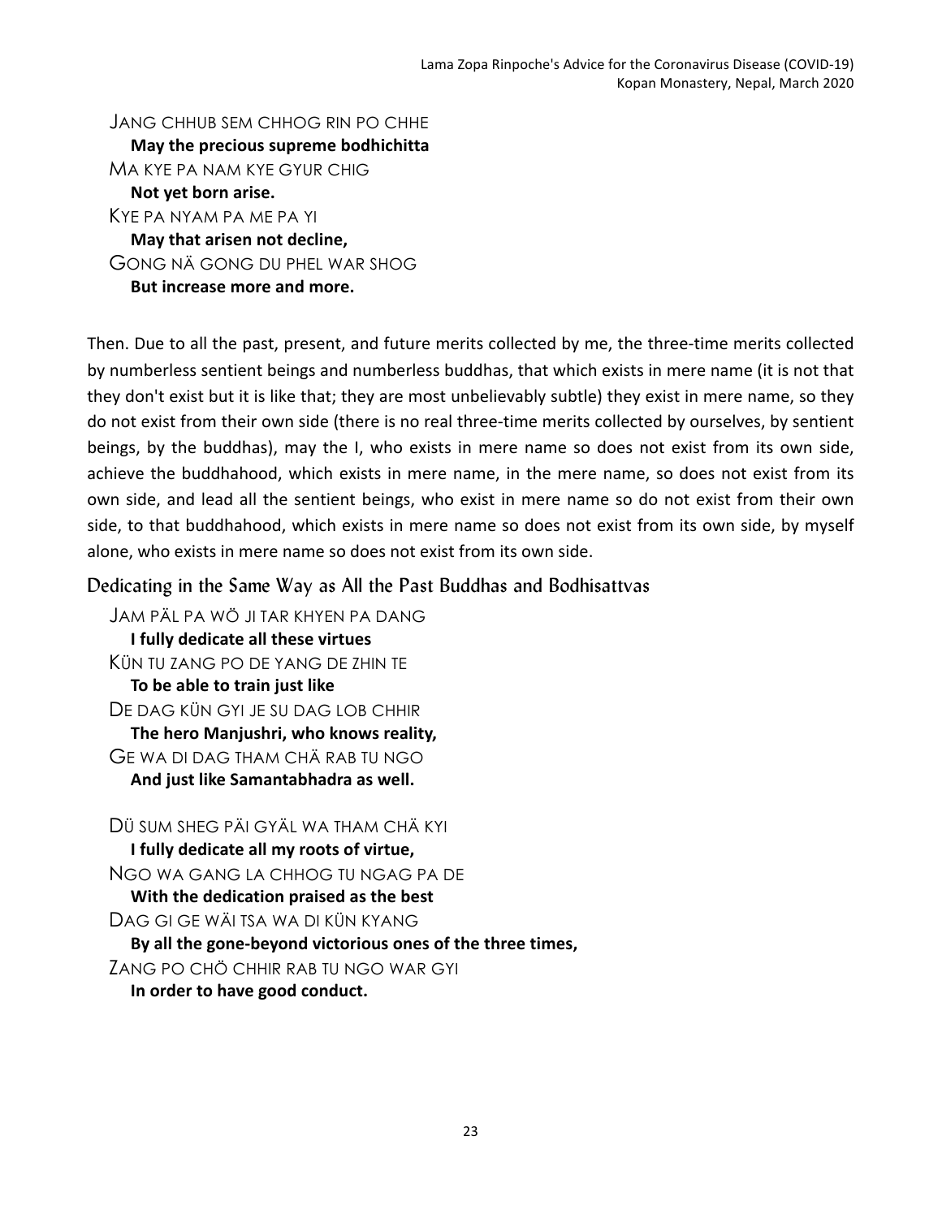JANG CHHUB SEM CHHOG RIN PO CHHE
**May the precious supreme bodhichitta**
MA KYE PA NAM KYE GYUR CHIG
**Not yet born arise.**
KYE PA NYAM PA ME PA YI
**May that arisen not decline,**
GONG NÄ GONG DU PHEL WAR SHOG
**But increase more and more.**

Then. Due to all the past, present, and future merits collected by me, the three-time merits collected by numberless sentient beings and numberless buddhas, that which exists in mere name (it is not that they don't exist but it is like that; they are most unbelievably subtle) they exist in mere name, so they do not exist from their own side (there is no real three-time merits collected by ourselves, by sentient beings, by the buddhas), may the I, who exists in mere name so does not exist from its own side, achieve the buddhahood, which exists in mere name, in the mere name, so does not exist from its own side, and lead all the sentient beings, who exist in mere name so do not exist from their own side, to that buddhahood, which exists in mere name so does not exist from its own side, by myself alone, who exists in mere name so does not exist from its own side.

## Dedicating in the Same Way as All the Past Buddhas and Bodhisattvas

JAM PÄL PA WÖ JI TAR KHYEN PA DANG
**I fully dedicate all these virtues**
KÜN TU ZANG PO DE YANG DE ZHIN TE
**To be able to train just like**
DE DAG KÜN GYI JE SU DAG LOB CHHIR
**The hero Manjushri, who knows reality,**
GE WA DI DAG THAM CHÄ RAB TU NGO
**And just like Samantabhadra as well.**

DÜ SUM SHEG PÄI GYÄL WA THAM CHÄ KYI
**I fully dedicate all my roots of virtue,**
NGO WA GANG LA CHHOG TU NGAG PA DE
**With the dedication praised as the best**
DAG GI GE WÄI TSA WA DI KÜN KYANG
**By all the gone-beyond victorious ones of the three times,**
ZANG PO CHÖ CHHIR RAB TU NGO WAR GYI
**In order to have good conduct.**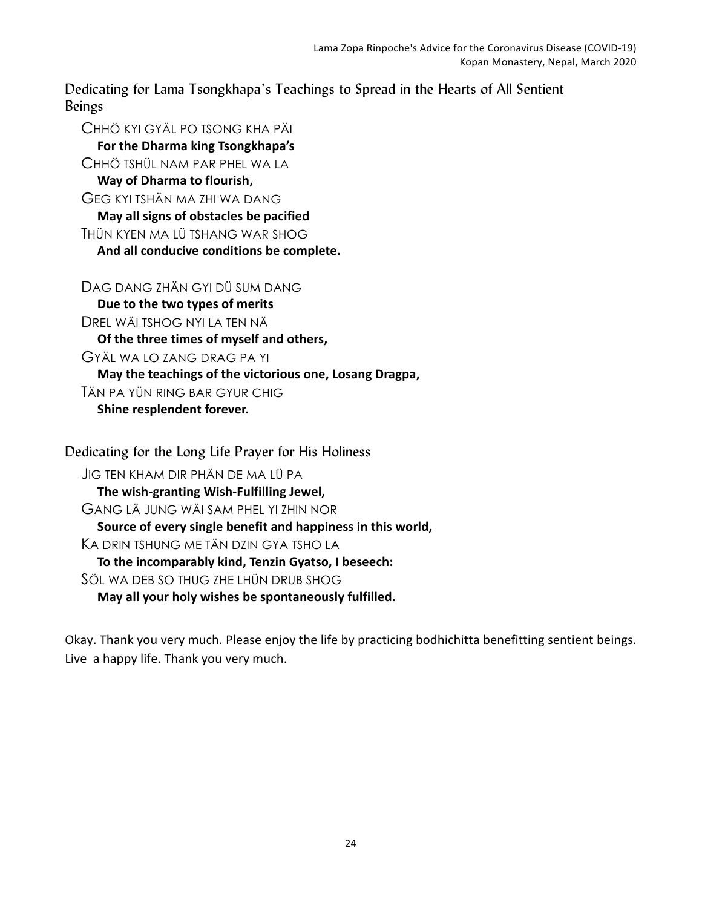## Dedicating for Lama Tsongkhapa's Teachings to Spread in the Hearts of All Sentient Beings

CHHÖ KYI GYÄL PO TSONG KHA PÄI
**For the Dharma king Tsongkhapa's**
CHHÖ TSHÜL NAM PAR PHEL WA LA
**Way of Dharma to flourish,**
GEG KYI TSHÄN MA ZHI WA DANG
**May all signs of obstacles be pacified**
THÜN KYEN MA LÜ TSHANG WAR SHOG
**And all conducive conditions be complete.**

DAG DANG ZHÄN GYI DÜ SUM DANG
**Due to the two types of merits**
DREL WÄI TSHOG NYI LA TEN NÄ
**Of the three times of myself and others,**
GYÄL WA LO ZANG DRAG PA YI
**May the teachings of the victorious one, Losang Dragpa,**
TÄN PA YÜN RING BAR GYUR CHIG
**Shine resplendent forever.**

## Dedicating for the Long Life Prayer for His Holiness

JIG TEN KHAM DIR PHÄN DE MA LÜ PA
**The wish-granting Wish-Fulfilling Jewel,**
GANG LÄ JUNG WÄI SAM PHEL YI ZHIN NOR
**Source of every single benefit and happiness in this world,**
KA DRIN TSHUNG ME TÄN DZIN GYA TSHO LA
**To the incomparably kind, Tenzin Gyatso, I beseech:**
SÖL WA DEB SO THUG ZHE LHÜN DRUB SHOG
**May all your holy wishes be spontaneously fulfilled.**

Okay. Thank you very much. Please enjoy the life by practicing bodhichitta benefitting sentient beings. Live a happy life. Thank you very much.